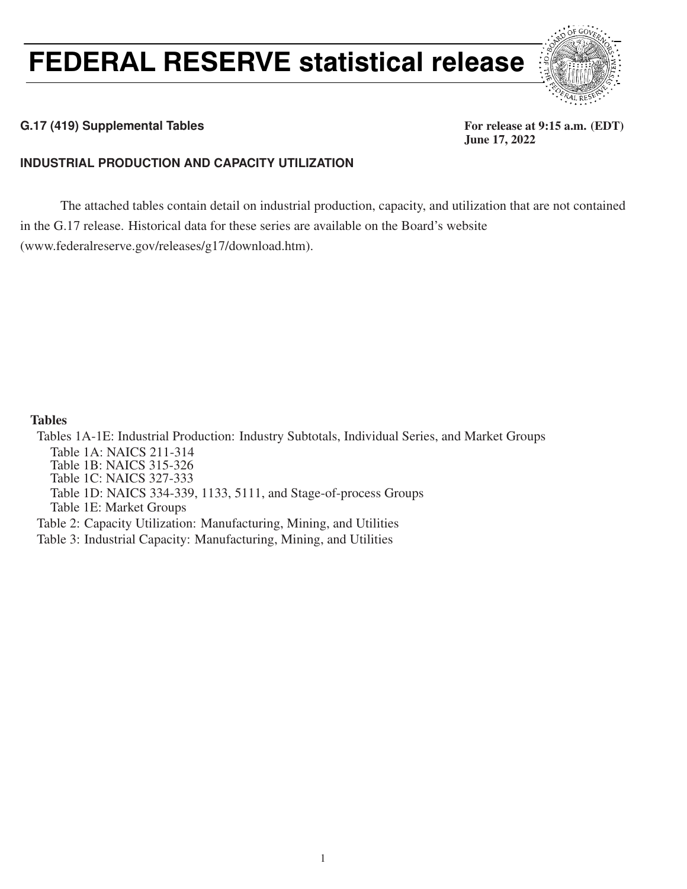# FEDERAL RESERVE statistical release

**G.17 (419) Supplemental Tables**

**For release at 9:15 a.m. (EDT)**
**June 17, 2022**

## INDUSTRIAL PRODUCTION AND CAPACITY UTILIZATION

The attached tables contain detail on industrial production, capacity, and utilization that are not contained in the G.17 release. Historical data for these series are available on the Board's website (www.federalreserve.gov/releases/g17/download.htm).

**Tables**

- Tables 1A-1E: Industrial Production: Industry Subtotals, Individual Series, and Market Groups
  - Table 1A: NAICS 211-314
  - Table 1B: NAICS 315-326
  - Table 1C: NAICS 327-333
  - Table 1D: NAICS 334-339, 1133, 5111, and Stage-of-process Groups
  - Table 1E: Market Groups
- Table 2: Capacity Utilization: Manufacturing, Mining, and Utilities
- Table 3: Industrial Capacity: Manufacturing, Mining, and Utilities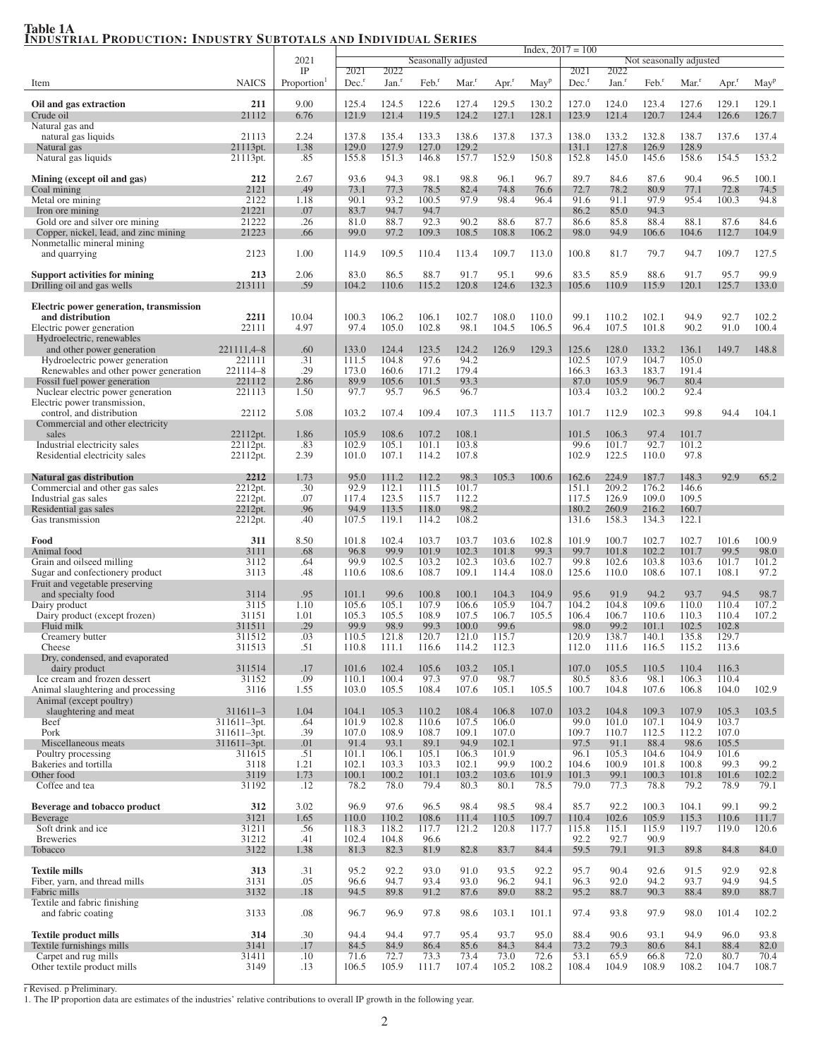# Table 1A
## Industrial Production: Industry Subtotals and Individual Series

| Item | NAICS | 2021 IP Proportion[1] | SA 2021 Dec.[r] | SA 2022 Jan.[r] | SA Feb.[r] | SA Mar.[r] | SA Apr.[r] | SA May[p] | NSA 2021 Dec.[r] | NSA 2022 Jan.[r] | NSA Feb.[r] | NSA Mar.[r] | NSA Apr.[r] | NSA May[p] |
|---|---|---|---|---|---|---|---|---|---|---|---|---|---|---|
| | | | Index, 2017 = 100 | | | | | | | | | | | |
| | | | Seasonally adjusted | | | | | | Not seasonally adjusted | | | | | |
| **Oil and gas extraction** | **211** | 9.00 | 125.4 | 124.5 | 122.6 | 127.4 | 129.5 | 130.2 | 127.0 | 124.0 | 123.4 | 127.6 | 129.1 | 129.1 |
| Crude oil | 21112 | 6.76 | 121.9 | 121.4 | 119.5 | 124.2 | 127.1 | 128.1 | 123.9 | 121.4 | 120.7 | 124.4 | 126.6 | 126.7 |
| Natural gas and natural gas liquids | 21113 | 2.24 | 137.8 | 135.4 | 133.3 | 138.6 | 137.8 | 137.3 | 138.0 | 133.2 | 132.8 | 138.7 | 137.6 | 137.4 |
| Natural gas | 21113pt. | 1.38 | 129.0 | 127.9 | 127.0 | 129.2 | | | 131.1 | 127.8 | 126.9 | 128.9 | | |
| Natural gas liquids | 21113pt. | .85 | 155.8 | 151.3 | 146.8 | 157.7 | 152.9 | 150.8 | 152.8 | 145.0 | 145.6 | 158.6 | 154.5 | 153.2 |
| **Mining (except oil and gas)** | **212** | 2.67 | 93.6 | 94.3 | 98.1 | 98.8 | 96.1 | 96.7 | 89.7 | 84.6 | 87.6 | 90.4 | 96.5 | 100.1 |
| Coal mining | 2121 | .49 | 73.1 | 77.3 | 78.5 | 82.4 | 74.8 | 76.6 | 72.7 | 78.2 | 80.9 | 77.1 | 72.8 | 74.5 |
| Metal ore mining | 2122 | 1.18 | 90.1 | 93.2 | 100.5 | 97.9 | 98.4 | 96.4 | 91.6 | 91.1 | 97.9 | 95.4 | 100.3 | 94.8 |
| Iron ore mining | 21221 | .07 | 83.7 | 94.7 | 94.7 | | | | 86.2 | 85.0 | 94.3 | | | |
| Gold ore and silver ore mining | 21222 | .26 | 81.0 | 88.7 | 92.3 | 90.2 | 88.6 | 87.7 | 86.6 | 85.8 | 88.4 | 88.1 | 87.6 | 84.6 |
| Copper, nickel, lead, and zinc mining | 21223 | .66 | 99.0 | 97.2 | 109.3 | 108.5 | 108.8 | 106.2 | 98.0 | 94.9 | 106.6 | 104.6 | 112.7 | 104.9 |
| Nonmetallic mineral mining and quarrying | 2123 | 1.00 | 114.9 | 109.5 | 110.4 | 113.4 | 109.7 | 113.0 | 100.8 | 81.7 | 79.7 | 94.7 | 109.7 | 127.5 |
| **Support activities for mining** | **213** | 2.06 | 83.0 | 86.5 | 88.7 | 91.7 | 95.1 | 99.6 | 83.5 | 85.9 | 88.6 | 91.7 | 95.7 | 99.9 |
| Drilling oil and gas wells | 213111 | .59 | 104.2 | 110.6 | 115.2 | 120.8 | 124.6 | 132.3 | 105.6 | 110.9 | 115.9 | 120.1 | 125.7 | 133.0 |
| **Electric power generation, transmission and distribution** | **2211** | 10.04 | 100.3 | 106.2 | 106.1 | 102.7 | 108.0 | 110.0 | 99.1 | 110.2 | 102.1 | 94.9 | 92.7 | 102.2 |
| Electric power generation | 22111 | 4.97 | 97.4 | 105.0 | 102.8 | 98.1 | 104.5 | 106.5 | 96.4 | 107.5 | 101.8 | 90.2 | 91.0 | 100.4 |
| Hydroelectric, renewables and other power generation | 221111,4–8 | .60 | 133.0 | 124.4 | 123.5 | 124.2 | 126.9 | 129.3 | 125.6 | 128.0 | 133.2 | 136.1 | 149.7 | 148.8 |
| Hydroelectric power generation | 221111 | .31 | 111.5 | 104.8 | 97.6 | 94.2 | | | 102.5 | 107.9 | 104.7 | 105.0 | | |
| Renewables and other power generation | 221114–8 | .29 | 173.0 | 160.6 | 171.2 | 179.4 | | | 166.3 | 163.3 | 183.7 | 191.4 | | |
| Fossil fuel power generation | 221112 | 2.86 | 89.9 | 105.6 | 101.5 | 93.3 | | | 87.0 | 105.9 | 96.7 | 80.4 | | |
| Nuclear electric power generation | 221113 | 1.50 | 97.7 | 95.7 | 96.5 | 96.7 | | | 103.4 | 103.2 | 100.2 | 92.4 | | |
| Electric power transmission, control, and distribution | 22112 | 5.08 | 103.2 | 107.4 | 109.4 | 107.3 | 111.5 | 113.7 | 101.7 | 112.9 | 102.3 | 99.8 | 94.4 | 104.1 |
| Commercial and other electricity sales | 22112pt. | 1.86 | 105.9 | 108.6 | 107.2 | 108.1 | | | 101.5 | 106.3 | 97.4 | 101.7 | | |
| Industrial electricity sales | 22112pt. | .83 | 102.9 | 105.1 | 101.1 | 103.8 | | | 99.6 | 101.7 | 92.7 | 101.2 | | |
| Residential electricity sales | 22112pt. | 2.39 | 101.0 | 107.1 | 114.2 | 107.8 | | | 102.9 | 122.5 | 110.0 | 97.8 | | |
| **Natural gas distribution** | **2212** | 1.73 | 95.0 | 111.2 | 112.2 | 98.3 | 105.3 | 100.6 | 162.6 | 224.9 | 187.7 | 148.3 | 92.9 | 65.2 |
| Commercial and other gas sales | 2212pt. | .30 | 92.9 | 112.1 | 111.5 | 101.7 | | | 151.1 | 209.2 | 176.2 | 146.6 | | |
| Industrial gas sales | 2212pt. | .07 | 117.4 | 123.5 | 115.7 | 112.2 | | | 117.5 | 126.9 | 109.0 | 109.5 | | |
| Residential gas sales | 2212pt. | .96 | 94.9 | 113.5 | 118.0 | 98.2 | | | 180.2 | 260.9 | 216.2 | 160.7 | | |
| Gas transmission | 2212pt. | .40 | 107.5 | 119.1 | 114.2 | 108.2 | | | 131.6 | 158.3 | 134.3 | 122.1 | | |
| **Food** | **311** | 8.50 | 101.8 | 102.4 | 103.7 | 103.7 | 103.6 | 102.8 | 101.9 | 100.7 | 102.7 | 102.7 | 101.6 | 100.9 |
| Animal food | 3111 | .68 | 96.8 | 99.9 | 101.9 | 102.3 | 101.8 | 99.3 | 99.7 | 101.8 | 102.2 | 101.7 | 99.5 | 98.0 |
| Grain and oilseed milling | 3112 | .64 | 99.9 | 102.5 | 103.2 | 102.3 | 103.6 | 102.7 | 99.8 | 102.6 | 103.8 | 103.6 | 101.7 | 101.2 |
| Sugar and confectionery product | 3113 | .48 | 110.6 | 108.6 | 108.7 | 109.1 | 114.4 | 108.0 | 125.6 | 110.0 | 108.6 | 107.1 | 108.1 | 97.2 |
| Fruit and vegetable preserving and specialty food | 3114 | .95 | 101.1 | 99.6 | 100.8 | 100.1 | 104.3 | 104.9 | 95.6 | 91.9 | 94.2 | 93.7 | 94.5 | 98.7 |
| Dairy product | 3115 | 1.10 | 105.6 | 105.1 | 107.9 | 106.6 | 105.9 | 104.7 | 104.2 | 104.8 | 109.6 | 110.0 | 110.4 | 107.2 |
| Dairy product (except frozen) | 31151 | 1.01 | 105.3 | 105.5 | 108.9 | 107.5 | 106.7 | 105.5 | 106.4 | 106.7 | 110.6 | 110.3 | 110.4 | 107.2 |
| Fluid milk | 311511 | .29 | 99.9 | 98.9 | 99.3 | 100.0 | 99.6 | | 98.0 | 99.2 | 101.1 | 102.5 | 102.8 | |
| Creamery butter | 311512 | .03 | 110.5 | 121.8 | 120.7 | 121.0 | 115.7 | | 120.9 | 138.7 | 140.1 | 135.8 | 129.7 | |
| Cheese | 311513 | .51 | 110.8 | 111.1 | 116.6 | 114.2 | 112.3 | | 112.0 | 111.6 | 116.5 | 115.2 | 113.6 | |
| Dry, condensed, and evaporated dairy product | 311514 | .17 | 101.6 | 102.4 | 105.6 | 103.2 | 105.1 | | 107.0 | 105.5 | 110.5 | 110.4 | 116.3 | |
| Ice cream and frozen dessert | 31152 | .09 | 110.1 | 100.4 | 97.3 | 97.0 | 98.7 | | 80.5 | 83.6 | 98.1 | 106.3 | 110.4 | |
| Animal slaughtering and processing | 3116 | 1.55 | 103.0 | 105.5 | 108.4 | 107.6 | 105.1 | 105.5 | 100.7 | 104.8 | 107.6 | 106.8 | 104.0 | 102.9 |
| Animal (except poultry) slaughtering and meat | 311611–3 | 1.04 | 104.1 | 105.3 | 110.2 | 108.4 | 106.8 | 107.0 | 103.2 | 104.8 | 109.3 | 107.9 | 105.3 | 103.5 |
| Beef | 311611–3pt. | .64 | 101.9 | 102.8 | 110.6 | 107.5 | 106.0 | | 99.0 | 101.0 | 107.1 | 104.9 | 103.7 | |
| Pork | 311611–3pt. | .39 | 107.0 | 108.9 | 108.7 | 109.1 | 107.0 | | 109.7 | 110.7 | 112.5 | 112.2 | 107.0 | |
| Miscellaneous meats | 311611–3pt. | .01 | 91.4 | 93.1 | 89.1 | 94.9 | 102.1 | | 97.5 | 91.1 | 88.4 | 98.6 | 105.5 | |
| Poultry processing | 311615 | .51 | 101.1 | 106.1 | 105.1 | 106.3 | 101.9 | | 96.1 | 105.3 | 104.6 | 104.9 | 101.6 | |
| Bakeries and tortilla | 3118 | 1.21 | 102.1 | 103.3 | 103.3 | 102.1 | 99.9 | 100.2 | 104.6 | 100.9 | 101.8 | 100.8 | 99.3 | 99.2 |
| Other food | 3119 | 1.73 | 100.1 | 100.2 | 101.1 | 103.2 | 103.6 | 101.9 | 101.3 | 99.1 | 100.3 | 101.8 | 101.6 | 102.2 |
| Coffee and tea | 31192 | .12 | 78.2 | 78.0 | 79.4 | 80.3 | 80.1 | 78.5 | 79.0 | 77.3 | 78.8 | 79.2 | 78.9 | 79.1 |
| **Beverage and tobacco product** | **312** | 3.02 | 96.9 | 97.6 | 96.5 | 98.4 | 98.5 | 98.4 | 85.7 | 92.2 | 100.3 | 104.1 | 99.1 | 99.2 |
| Beverage | 3121 | 1.65 | 110.0 | 110.2 | 108.6 | 111.4 | 110.5 | 109.7 | 110.4 | 102.6 | 105.9 | 115.3 | 110.6 | 111.7 |
| Soft drink and ice | 31211 | .56 | 118.3 | 118.2 | 117.7 | 121.2 | 120.8 | 117.7 | 115.8 | 115.1 | 115.9 | 119.7 | 119.0 | 120.6 |
| Breweries | 31212 | .41 | 102.4 | 104.8 | 96.6 | | | | 92.2 | 92.7 | 90.9 | | | |
| Tobacco | 3122 | 1.38 | 81.3 | 82.3 | 81.9 | 82.8 | 83.7 | 84.4 | 59.5 | 79.1 | 91.3 | 89.8 | 84.8 | 84.0 |
| **Textile mills** | **313** | .31 | 95.2 | 92.2 | 93.0 | 91.0 | 93.5 | 92.2 | 95.7 | 90.4 | 92.6 | 91.5 | 92.9 | 92.8 |
| Fiber, yarn, and thread mills | 3131 | .05 | 96.6 | 94.7 | 93.4 | 93.0 | 96.2 | 94.1 | 96.3 | 92.0 | 94.2 | 93.7 | 94.9 | 94.5 |
| Fabric mills | 3132 | .18 | 94.5 | 89.8 | 91.2 | 87.6 | 89.0 | 88.2 | 95.2 | 88.7 | 90.3 | 88.4 | 89.0 | 88.7 |
| Textile and fabric finishing and fabric coating | 3133 | .08 | 96.7 | 96.9 | 97.8 | 98.6 | 103.1 | 101.1 | 97.4 | 93.8 | 97.9 | 98.0 | 101.4 | 102.2 |
| **Textile product mills** | **314** | .30 | 94.4 | 94.4 | 97.7 | 95.4 | 93.7 | 95.0 | 88.4 | 90.6 | 93.1 | 94.9 | 96.0 | 93.8 |
| Textile furnishings mills | 3141 | .17 | 84.5 | 84.9 | 86.4 | 85.6 | 84.3 | 84.4 | 73.2 | 79.3 | 80.6 | 84.1 | 88.4 | 82.0 |
| Carpet and rug mills | 31411 | .10 | 71.6 | 72.7 | 73.3 | 73.4 | 73.0 | 72.6 | 53.1 | 65.9 | 66.8 | 72.0 | 80.7 | 70.4 |
| Other textile product mills | 3149 | .13 | 106.5 | 105.9 | 111.7 | 107.4 | 105.2 | 108.2 | 108.4 | 104.9 | 108.9 | 108.2 | 104.7 | 108.7 |

r Revised. p Preliminary.

1. The IP proportion data are estimates of the industries' relative contributions to overall IP growth in the following year.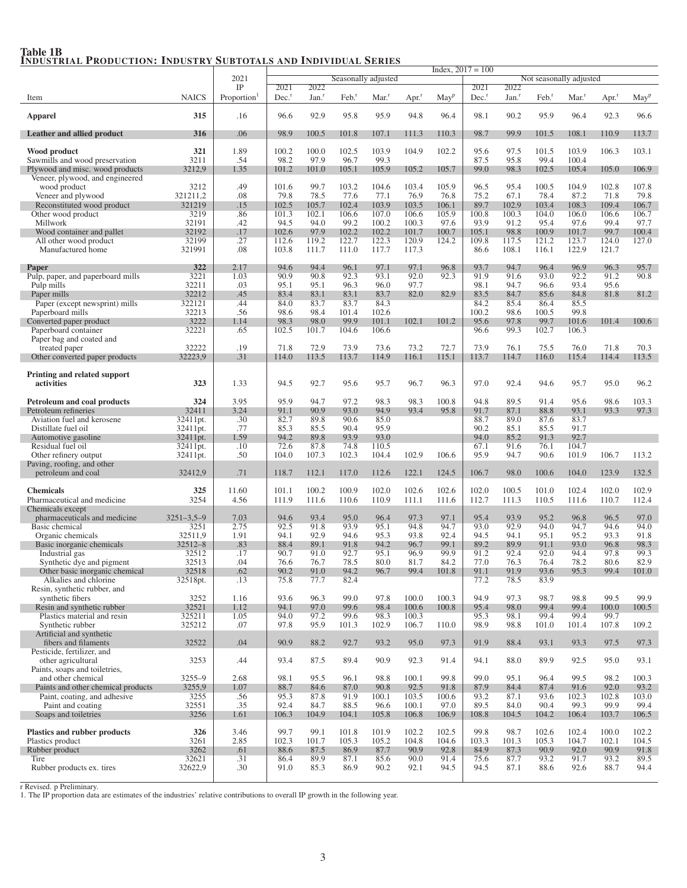**Table 1B**
**Industrial Production: Industry Subtotals and Individual Series**

Index, 2017 = 100

| Item | NAICS | 2021 IP Proportion[1] | Seasonally adjusted 2021 Dec.[r] | 2022 Jan.[r] | Feb.[r] | Mar.[r] | Apr.[r] | May[p] | Not seasonally adjusted 2021 Dec.[r] | 2022 Jan.[r] | Feb.[r] | Mar.[r] | Apr.[r] | May[p] |
|---|---|---|---|---|---|---|---|---|---|---|---|---|---|---|
| **Apparel** | **315** | .16 | 96.6 | 92.9 | 95.8 | 95.9 | 94.8 | 96.4 | 98.1 | 90.2 | 95.9 | 96.4 | 92.3 | 96.6 |
| **Leather and allied product** | **316** | .06 | 98.9 | 100.5 | 101.8 | 107.1 | 111.3 | 110.3 | 98.7 | 99.9 | 101.5 | 108.1 | 110.9 | 113.7 |
| **Wood product** | **321** | 1.89 | 100.2 | 100.0 | 102.5 | 103.9 | 104.9 | 102.2 | 95.6 | 97.5 | 101.5 | 103.9 | 106.3 | 103.1 |
| Sawmills and wood preservation | 3211 | .54 | 98.2 | 97.9 | 96.7 | 99.3 | | | 87.5 | 95.8 | 99.4 | 100.4 | | |
| Plywood and misc. wood products | 3212,9 | 1.35 | 101.2 | 101.0 | 105.1 | 105.9 | 105.2 | 105.7 | 99.0 | 98.3 | 102.5 | 105.4 | 105.0 | 106.9 |
| Veneer, plywood, and engineered wood product | 3212 | .49 | 101.6 | 99.7 | 103.2 | 104.6 | 103.4 | 105.9 | 96.5 | 95.4 | 100.5 | 104.9 | 102.8 | 107.8 |
| Veneer and plywood | 321211,2 | .08 | 79.8 | 78.5 | 77.6 | 77.1 | 76.9 | 76.8 | 75.2 | 67.1 | 78.4 | 87.2 | 71.8 | 79.8 |
| Reconstituted wood product | 321219 | .15 | 102.5 | 105.7 | 102.4 | 103.9 | 103.5 | 106.1 | 89.7 | 102.9 | 103.4 | 108.3 | 109.4 | 106.7 |
| Other wood product | 3219 | .86 | 101.3 | 102.1 | 106.6 | 107.0 | 106.6 | 105.9 | 100.8 | 100.3 | 104.0 | 106.0 | 106.6 | 106.7 |
| Millwork | 32191 | .42 | 94.5 | 94.0 | 99.2 | 100.2 | 100.3 | 97.6 | 93.9 | 91.2 | 95.4 | 97.6 | 99.4 | 97.7 |
| Wood container and pallet | 32192 | .17 | 102.6 | 97.9 | 102.2 | 102.2 | 101.7 | 100.7 | 105.1 | 98.8 | 100.9 | 101.7 | 99.7 | 100.4 |
| All other wood product | 32199 | .27 | 112.6 | 119.2 | 122.7 | 122.3 | 120.9 | 124.2 | 109.8 | 117.5 | 121.2 | 123.7 | 124.0 | 127.0 |
| Manufactured home | 321991 | .08 | 103.8 | 111.7 | 111.0 | 117.7 | 117.3 | | 86.6 | 108.1 | 116.1 | 122.9 | 121.7 | |
| **Paper** | **322** | 2.17 | 94.6 | 94.4 | 96.1 | 97.1 | 97.1 | 96.8 | 93.7 | 94.7 | 96.4 | 96.9 | 96.3 | 95.7 |
| Pulp, paper, and paperboard mills | 3221 | 1.03 | 90.9 | 90.8 | 92.3 | 93.1 | 92.0 | 92.3 | 91.9 | 91.6 | 93.0 | 92.2 | 91.2 | 90.8 |
| Pulp mills | 32211 | .03 | 95.1 | 95.1 | 96.3 | 96.0 | 97.7 | | 98.1 | 94.7 | 96.6 | 93.4 | 95.6 | |
| Paper mills | 32212 | .45 | 83.4 | 83.1 | 83.1 | 83.7 | 82.0 | 82.9 | 83.5 | 84.7 | 85.6 | 84.8 | 81.8 | 81.2 |
| Paper (except newsprint) mills | 322121 | .44 | 84.0 | 83.7 | 83.7 | 84.3 | | | 84.2 | 85.4 | 86.4 | 85.5 | | |
| Paperboard mills | 32213 | .56 | 98.6 | 98.4 | 101.4 | 102.6 | | | 100.2 | 98.6 | 100.5 | 99.8 | | |
| Converted paper product | 3222 | 1.14 | 98.3 | 98.0 | 99.9 | 101.1 | 102.1 | 101.2 | 95.6 | 97.8 | 99.7 | 101.6 | 101.4 | 100.6 |
| Paperboard container | 32221 | .65 | 102.5 | 101.7 | 104.6 | 106.6 | | | 96.6 | 99.3 | 102.7 | 106.3 | | |
| Paper bag and coated and treated paper | 32222 | .19 | 71.8 | 72.9 | 73.9 | 73.6 | 73.2 | 72.7 | 73.9 | 76.1 | 75.5 | 76.0 | 71.8 | 70.3 |
| Other converted paper products | 32223,9 | .31 | 114.0 | 113.5 | 113.7 | 114.9 | 116.1 | 115.1 | 113.7 | 114.7 | 116.0 | 115.4 | 114.4 | 113.5 |
| **Printing and related support activities** | **323** | 1.33 | 94.5 | 92.7 | 95.6 | 95.7 | 96.7 | 96.3 | 97.0 | 92.4 | 94.6 | 95.7 | 95.0 | 96.2 |
| **Petroleum and coal products** | **324** | 3.95 | 95.9 | 94.7 | 97.2 | 98.3 | 98.3 | 100.8 | 94.8 | 89.5 | 91.4 | 95.6 | 98.6 | 103.3 |
| Petroleum refineries | 32411 | 3.24 | 91.1 | 90.9 | 93.0 | 94.9 | 93.4 | 95.8 | 91.7 | 87.1 | 88.8 | 93.1 | 93.3 | 97.3 |
| Aviation fuel and kerosene | 32411pt. | .30 | 82.7 | 89.8 | 90.6 | 85.0 | | | 88.7 | 89.0 | 87.6 | 83.7 | | |
| Distillate fuel oil | 32411pt. | .77 | 85.3 | 85.5 | 90.4 | 95.9 | | | 90.2 | 85.1 | 85.5 | 91.7 | | |
| Automotive gasoline | 32411pt. | 1.59 | 94.2 | 89.8 | 93.9 | 93.0 | | | 94.0 | 85.2 | 91.3 | 92.7 | | |
| Residual fuel oil | 32411pt. | .10 | 72.6 | 87.8 | 74.8 | 110.5 | | | 67.1 | 91.6 | 76.1 | 104.7 | | |
| Other refinery output | 32411pt. | .50 | 104.0 | 107.3 | 102.3 | 104.4 | 102.9 | 106.6 | 95.9 | 94.7 | 90.6 | 101.9 | 106.7 | 113.2 |
| Paving, roofing, and other petroleum and coal | 32412,9 | .71 | 118.7 | 112.1 | 117.0 | 112.6 | 122.1 | 124.5 | 106.7 | 98.0 | 100.6 | 104.0 | 123.9 | 132.5 |
| **Chemicals** | **325** | 11.60 | 101.1 | 100.2 | 100.9 | 102.0 | 102.6 | 102.6 | 102.0 | 100.5 | 101.0 | 102.4 | 102.0 | 102.9 |
| Pharmaceutical and medicine | 3254 | 4.56 | 111.9 | 111.6 | 110.6 | 110.9 | 111.1 | 111.6 | 112.7 | 111.3 | 110.5 | 111.6 | 110.7 | 112.4 |
| Chemicals except pharmaceuticals and medicine | 3251–3,5–9 | 7.03 | 94.6 | 93.4 | 95.0 | 96.4 | 97.3 | 97.1 | 95.4 | 93.9 | 95.2 | 96.8 | 96.5 | 97.0 |
| Basic chemical | 3251 | 2.75 | 92.5 | 91.8 | 93.9 | 95.1 | 94.8 | 94.7 | 93.0 | 92.9 | 94.0 | 94.7 | 94.6 | 94.0 |
| Organic chemicals | 32511,9 | 1.91 | 94.1 | 92.9 | 94.6 | 95.3 | 93.8 | 92.4 | 94.5 | 94.1 | 95.1 | 95.2 | 93.3 | 91.8 |
| Basic inorganic chemicals | 32512–8 | .83 | 88.4 | 89.1 | 91.8 | 94.2 | 96.7 | 99.1 | 89.2 | 89.9 | 91.1 | 93.0 | 96.8 | 98.3 |
| Industrial gas | 32512 | .17 | 90.7 | 91.0 | 92.7 | 95.1 | 96.9 | 99.9 | 91.2 | 92.4 | 92.0 | 94.4 | 97.8 | 99.3 |
| Synthetic dye and pigment | 32513 | .04 | 76.6 | 76.7 | 78.5 | 80.0 | 81.7 | 84.2 | 77.0 | 76.3 | 76.4 | 78.2 | 80.6 | 82.9 |
| Other basic inorganic chemical | 32518 | .62 | 90.2 | 91.0 | 94.2 | 96.7 | 99.4 | 101.8 | 91.1 | 91.9 | 93.6 | 95.3 | 99.4 | 101.0 |
| Alkalies and chlorine | 32518pt. | .13 | 75.8 | 77.7 | 82.4 | | | | 77.2 | 78.5 | 83.9 | | | |
| Resin, synthetic rubber, and synthetic fibers | 3252 | 1.16 | 93.6 | 96.3 | 99.0 | 97.8 | 100.0 | 100.3 | 94.9 | 97.3 | 98.7 | 98.8 | 99.5 | 99.9 |
| Resin and synthetic rubber | 32521 | 1.12 | 94.1 | 97.0 | 99.6 | 98.4 | 100.6 | 100.8 | 95.4 | 98.0 | 99.4 | 99.4 | 100.0 | 100.5 |
| Plastics material and resin | 325211 | 1.05 | 94.0 | 97.2 | 99.6 | 98.3 | 100.3 | | 95.3 | 98.1 | 99.4 | 99.4 | 99.7 | |
| Synthetic rubber | 325212 | .07 | 97.8 | 95.9 | 101.3 | 102.9 | 106.7 | 110.0 | 98.9 | 98.8 | 101.0 | 101.4 | 107.8 | 109.2 |
| Artificial and synthetic fibers and filaments | 32522 | .04 | 90.9 | 88.2 | 92.7 | 93.2 | 95.0 | 97.3 | 91.9 | 88.4 | 93.1 | 93.3 | 97.5 | 97.3 |
| Pesticide, fertilizer, and other agricultural | 3253 | .44 | 93.4 | 87.5 | 89.4 | 90.9 | 92.3 | 91.4 | 94.1 | 88.0 | 89.9 | 92.5 | 95.0 | 93.1 |
| Paints, soaps and toiletries, and other chemical | 3255–9 | 2.68 | 98.1 | 95.5 | 96.1 | 98.8 | 100.1 | 99.8 | 99.0 | 95.1 | 96.4 | 99.5 | 98.2 | 100.3 |
| Paints and other chemical products | 3255,9 | 1.07 | 88.7 | 84.6 | 87.0 | 90.8 | 92.5 | 91.8 | 87.9 | 84.4 | 87.4 | 91.6 | 92.0 | 93.2 |
| Paint, coating, and adhesive | 3255 | .56 | 95.3 | 87.8 | 91.9 | 100.1 | 103.5 | 100.6 | 93.2 | 87.1 | 93.6 | 102.3 | 102.8 | 103.0 |
| Paint and coating | 32551 | .35 | 92.4 | 84.7 | 88.5 | 96.6 | 100.1 | 97.0 | 89.5 | 84.0 | 90.4 | 99.3 | 99.9 | 99.4 |
| Soaps and toiletries | 3256 | 1.61 | 106.3 | 104.9 | 104.1 | 105.8 | 106.8 | 106.9 | 108.8 | 104.5 | 104.2 | 106.4 | 103.7 | 106.5 |
| **Plastics and rubber products** | **326** | 3.46 | 99.7 | 99.1 | 101.8 | 101.9 | 102.2 | 102.5 | 99.8 | 98.7 | 102.6 | 102.4 | 100.0 | 102.2 |
| Plastics product | 3261 | 2.85 | 102.3 | 101.7 | 105.3 | 105.2 | 104.8 | 104.6 | 103.3 | 101.3 | 105.3 | 104.7 | 102.1 | 104.5 |
| Rubber product | 3262 | .61 | 88.6 | 87.5 | 86.9 | 87.7 | 90.9 | 92.8 | 84.9 | 87.3 | 90.9 | 92.0 | 90.9 | 91.8 |
| Tire | 32621 | .31 | 86.4 | 89.9 | 87.1 | 85.6 | 90.0 | 91.4 | 75.6 | 87.7 | 93.2 | 91.7 | 93.2 | 89.5 |
| Rubber products ex. tires | 32622,9 | .30 | 91.0 | 85.3 | 86.9 | 90.2 | 92.1 | 94.5 | 94.5 | 87.1 | 88.6 | 92.6 | 88.7 | 94.4 |

r Revised. p Preliminary.
1. The IP proportion data are estimates of the industries' relative contributions to overall IP growth in the following year.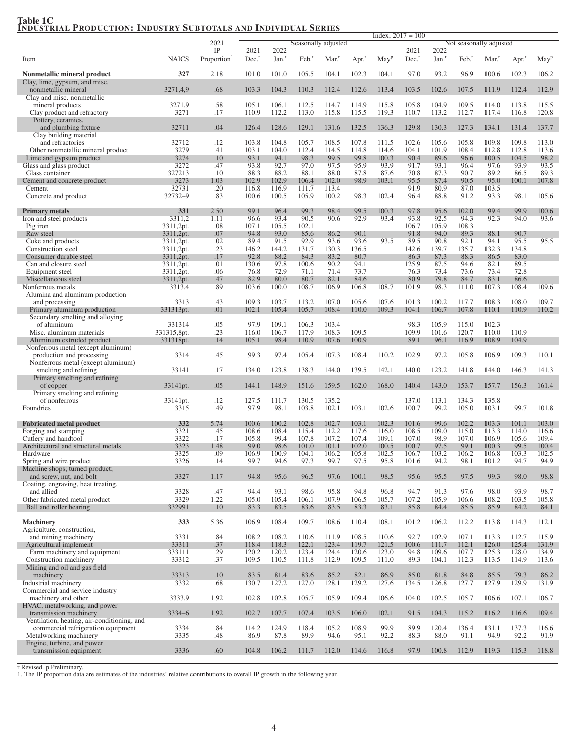**Table 1C**
**Industrial Production: Industry Subtotals and Individual Series**

| Item | NAICS | 2021 IP Proportion[1] | Seasonally adjusted 2021 Dec.[r] | 2022 Jan.[r] | Feb.[r] | Mar.[r] | Apr.[r] | May[p] | Not seasonally adjusted 2021 Dec.[r] | 2022 Jan.[r] | Feb.[r] | Mar.[r] | Apr.[r] | May[p] |
|---|---|---|---|---|---|---|---|---|---|---|---|---|---|---|
| | | | Index, 2017 = 100 | | | | | | | | | | | |
| **Nonmetallic mineral product** | **327** | 2.18 | 101.0 | 101.0 | 105.5 | 104.1 | 102.3 | 104.1 | 97.0 | 93.2 | 96.9 | 100.6 | 102.3 | 106.2 |
| Clay, lime, gypsum, and misc. nonmetallic mineral | 3271,4,9 | .68 | 103.3 | 104.3 | 110.3 | 112.4 | 112.6 | 113.4 | 103.5 | 102.6 | 107.5 | 111.9 | 112.4 | 112.9 |
| Clay and misc. nonmetallic mineral products | 3271,9 | .58 | 105.1 | 106.1 | 112.5 | 114.7 | 114.9 | 115.8 | 105.8 | 104.9 | 109.5 | 114.0 | 113.8 | 115.5 |
| Clay product and refractory | 3271 | .17 | 110.9 | 112.2 | 113.0 | 115.8 | 115.5 | 119.3 | 110.7 | 113.2 | 112.7 | 117.4 | 116.8 | 120.8 |
| Pottery, ceramics, and plumbing fixture | 32711 | .04 | 126.4 | 128.6 | 129.1 | 131.6 | 132.5 | 136.3 | 129.8 | 130.3 | 127.3 | 134.1 | 131.4 | 137.7 |
| Clay building material and refractories | 32712 | .12 | 103.8 | 104.8 | 105.7 | 108.5 | 107.8 | 111.5 | 102.6 | 105.6 | 105.8 | 109.8 | 109.8 | 113.0 |
| Other nonmetallic mineral product | 3279 | .41 | 103.1 | 104.0 | 112.4 | 114.5 | 114.8 | 114.6 | 104.1 | 101.9 | 108.4 | 112.8 | 112.8 | 113.6 |
| Lime and gypsum product | 3274 | .10 | 93.1 | 94.1 | 98.3 | 99.5 | 99.8 | 100.3 | 90.4 | 89.6 | 96.6 | 100.5 | 104.5 | 98.2 |
| Glass and glass product | 3272 | .47 | 93.8 | 92.7 | 97.0 | 97.5 | 95.9 | 93.9 | 91.7 | 93.1 | 96.4 | 97.6 | 93.9 | 93.5 |
| Glass container | 327213 | .10 | 88.3 | 88.2 | 88.1 | 88.0 | 87.8 | 87.6 | 70.8 | 87.3 | 90.7 | 89.2 | 86.5 | 89.3 |
| Cement and concrete product | 3273 | 1.03 | 102.9 | 102.9 | 106.4 | 102.0 | 98.9 | 103.1 | 95.5 | 87.4 | 90.5 | 95.0 | 100.1 | 107.8 |
| Cement | 32731 | .20 | 116.8 | 116.9 | 111.7 | 113.4 | | | 91.9 | 80.9 | 87.0 | 103.5 | | |
| Concrete and product | 32732–9 | .83 | 100.6 | 100.5 | 105.9 | 100.2 | 98.3 | 102.4 | 96.4 | 88.8 | 91.2 | 93.3 | 98.1 | 105.6 |
| **Primary metals** | **331** | 2.50 | 99.1 | 96.4 | 99.3 | 98.4 | 99.5 | 100.3 | 97.8 | 95.6 | 102.0 | 99.4 | 99.9 | 100.6 |
| Iron and steel products | 3311,2 | 1.11 | 96.6 | 93.4 | 90.5 | 90.6 | 92.9 | 93.4 | 93.8 | 92.5 | 94.3 | 92.3 | 94.0 | 93.6 |
| Pig iron | 3311,2pt. | .08 | 107.1 | 105.5 | 102.1 | | | | 106.7 | 105.9 | 108.3 | | | |
| Raw steel | 3311,2pt. | .07 | 94.8 | 93.0 | 85.6 | 86.2 | 90.1 | | 91.8 | 94.0 | 89.3 | 88.1 | 90.7 | |
| Coke and products | 3311,2pt. | .02 | 89.4 | 91.5 | 92.9 | 93.6 | 93.6 | 93.5 | 89.5 | 90.8 | 92.1 | 94.1 | 95.5 | 95.5 |
| Construction steel | 3311,2pt. | .23 | 146.2 | 144.2 | 131.7 | 130.3 | 136.5 | | 142.6 | 139.7 | 135.7 | 132.3 | 134.8 | |
| Consumer durable steel | 3311,2pt. | .17 | 92.8 | 88.2 | 84.3 | 83.2 | 80.7 | | 86.3 | 87.3 | 88.3 | 86.5 | 83.0 | |
| Can and closure steel | 3311,2pt. | .01 | 130.6 | 97.8 | 100.6 | 90.2 | 94.1 | | 125.9 | 87.5 | 94.6 | 82.1 | 89.5 | |
| Equipment steel | 3311,2pt. | .06 | 76.8 | 72.9 | 71.1 | 71.4 | 73.7 | | 76.3 | 73.4 | 73.6 | 73.4 | 72.8 | |
| Miscellaneous steel | 3311,2pt. | .47 | 82.9 | 80.0 | 80.7 | 82.1 | 84.6 | | 80.9 | 79.8 | 84.7 | 83.1 | 86.6 | |
| Nonferrous metals | 3313,4 | .89 | 103.6 | 100.0 | 108.7 | 106.9 | 106.8 | 108.7 | 101.9 | 98.3 | 111.0 | 107.3 | 108.4 | 109.6 |
| Alumina and aluminum production and processing | 3313 | .43 | 109.3 | 103.7 | 113.2 | 107.0 | 105.6 | 107.6 | 101.3 | 100.2 | 117.7 | 108.3 | 108.0 | 109.7 |
| Primary aluminum production | 331313pt. | .01 | 102.1 | 105.4 | 105.7 | 108.4 | 110.0 | 109.3 | 104.1 | 106.7 | 107.8 | 110.1 | 110.9 | 110.2 |
| Secondary smelting and alloying of aluminum | 331314 | .05 | 97.9 | 109.1 | 106.3 | 103.4 | | | 98.3 | 105.9 | 115.0 | 102.3 | | |
| Misc. aluminum materials | 331315,8pt. | .23 | 116.0 | 106.7 | 117.9 | 108.3 | 109.5 | | 109.9 | 101.6 | 120.7 | 110.0 | 110.9 | |
| Aluminum extruded product | 331318pt. | .14 | 105.1 | 98.4 | 110.9 | 107.6 | 100.9 | | 89.1 | 96.1 | 116.9 | 108.9 | 104.9 | |
| Nonferrous metal (except aluminum) production and processing | 3314 | .45 | 99.3 | 97.4 | 105.4 | 107.3 | 108.4 | 110.2 | 102.9 | 97.2 | 105.8 | 106.9 | 109.3 | 110.1 |
| Nonferrous metal (except aluminum) smelting and refining | 33141 | .17 | 134.0 | 123.8 | 138.3 | 144.0 | 139.5 | 142.1 | 140.0 | 123.2 | 141.8 | 144.0 | 146.3 | 141.3 |
| Primary smelting and refining of copper | 33141pt. | .05 | 144.1 | 148.9 | 151.6 | 159.5 | 162.0 | 168.0 | 140.4 | 143.0 | 153.7 | 157.7 | 156.3 | 161.4 |
| Primary smelting and refining of nonferrous | 33141pt. | .12 | 127.5 | 111.7 | 130.5 | 135.2 | | | 137.0 | 113.1 | 134.3 | 135.8 | | |
| Foundries | 3315 | .49 | 97.9 | 98.1 | 103.8 | 102.1 | 103.1 | 102.6 | 100.7 | 99.2 | 105.0 | 103.1 | 99.7 | 101.8 |
| **Fabricated metal product** | **332** | 5.74 | 100.6 | 100.2 | 102.8 | 102.7 | 103.1 | 102.3 | 101.6 | 99.6 | 102.2 | 103.3 | 101.1 | 103.0 |
| Forging and stamping | 3321 | .45 | 108.6 | 108.4 | 115.4 | 112.2 | 117.6 | 116.0 | 108.5 | 109.0 | 115.0 | 113.3 | 114.0 | 116.6 |
| Cutlery and handtool | 3322 | .17 | 105.8 | 99.4 | 107.8 | 107.2 | 107.4 | 109.1 | 107.0 | 98.9 | 107.0 | 106.9 | 105.6 | 109.4 |
| Architectural and structural metals | 3323 | 1.48 | 99.0 | 98.6 | 101.0 | 101.1 | 102.0 | 100.5 | 100.7 | 97.5 | 99.1 | 100.3 | 99.5 | 100.4 |
| Hardware | 3325 | .09 | 106.9 | 100.9 | 104.1 | 106.2 | 105.8 | 102.5 | 106.7 | 103.2 | 106.2 | 106.8 | 103.3 | 102.5 |
| Spring and wire product | 3326 | .14 | 99.7 | 94.6 | 97.3 | 99.7 | 97.5 | 95.8 | 101.6 | 94.2 | 98.1 | 101.2 | 94.7 | 94.9 |
| Machine shops; turned product; and screw, nut, and bolt | 3327 | 1.17 | 94.8 | 95.6 | 96.5 | 97.6 | 100.1 | 98.5 | 95.6 | 95.5 | 97.5 | 99.3 | 98.0 | 98.8 |
| Coating, engraving, heat treating, and allied | 3328 | .47 | 94.4 | 93.1 | 98.6 | 95.8 | 94.8 | 96.8 | 94.7 | 91.3 | 97.6 | 98.0 | 93.9 | 98.7 |
| Other fabricated metal product | 3329 | 1.22 | 105.0 | 105.4 | 106.1 | 107.9 | 106.5 | 105.7 | 107.2 | 105.9 | 106.6 | 108.2 | 103.5 | 105.8 |
| Ball and roller bearing | 332991 | .10 | 83.3 | 83.5 | 83.6 | 83.5 | 83.3 | 83.1 | 85.8 | 84.4 | 85.5 | 85.9 | 84.2 | 84.1 |
| **Machinery** | **333** | 5.36 | 106.9 | 108.4 | 109.7 | 108.6 | 110.4 | 108.1 | 101.2 | 106.2 | 112.2 | 113.8 | 114.3 | 112.1 |
| Agriculture, construction, and mining machinery | 3331 | .84 | 108.2 | 108.2 | 110.6 | 111.9 | 108.5 | 110.6 | 92.7 | 102.9 | 107.1 | 113.3 | 112.7 | 115.9 |
| Agricultural implement | 33311 | .37 | 118.4 | 118.3 | 122.1 | 123.4 | 119.7 | 121.5 | 100.6 | 111.7 | 112.1 | 126.0 | 125.4 | 131.9 |
| Farm machinery and equipment | 333111 | .29 | 120.2 | 120.2 | 123.4 | 124.4 | 120.6 | 123.0 | 94.8 | 109.6 | 107.7 | 125.3 | 128.0 | 134.9 |
| Construction machinery | 33312 | .37 | 109.5 | 110.5 | 111.8 | 112.9 | 109.5 | 111.0 | 89.3 | 104.1 | 112.3 | 113.5 | 114.9 | 113.6 |
| Mining and oil and gas field machinery | 33313 | .10 | 83.5 | 81.4 | 83.6 | 85.2 | 82.1 | 86.9 | 85.0 | 81.8 | 84.8 | 85.5 | 79.3 | 86.2 |
| Industrial machinery | 3332 | .68 | 130.7 | 127.2 | 127.0 | 128.1 | 129.2 | 127.6 | 134.5 | 126.8 | 127.7 | 127.9 | 129.9 | 131.9 |
| Commercial and service industry machinery and other | 3333,9 | 1.92 | 102.8 | 102.8 | 105.7 | 105.9 | 109.4 | 106.6 | 104.0 | 102.5 | 105.7 | 106.6 | 107.1 | 106.7 |
| HVAC, metalworking, and power transmission machinery | 3334–6 | 1.92 | 102.7 | 107.7 | 107.4 | 103.5 | 106.0 | 102.1 | 91.5 | 104.3 | 115.2 | 116.2 | 116.6 | 109.4 |
| Ventilation, heating, air-conditioning, and commercial refrigeration equipment | 3334 | .84 | 114.2 | 124.9 | 118.4 | 105.2 | 108.9 | 99.9 | 89.9 | 120.4 | 136.4 | 131.1 | 137.3 | 116.6 |
| Metalworking machinery | 3335 | .48 | 86.9 | 87.8 | 89.9 | 94.6 | 95.1 | 92.2 | 88.3 | 88.0 | 91.1 | 94.9 | 92.2 | 91.9 |
| Engine, turbine, and power transmission equipment | 3336 | .60 | 104.8 | 106.2 | 111.7 | 112.0 | 114.6 | 116.8 | 97.9 | 100.8 | 112.9 | 119.3 | 115.3 | 118.8 |

r Revised. p Preliminary.
1. The IP proportion data are estimates of the industries' relative contributions to overall IP growth in the following year.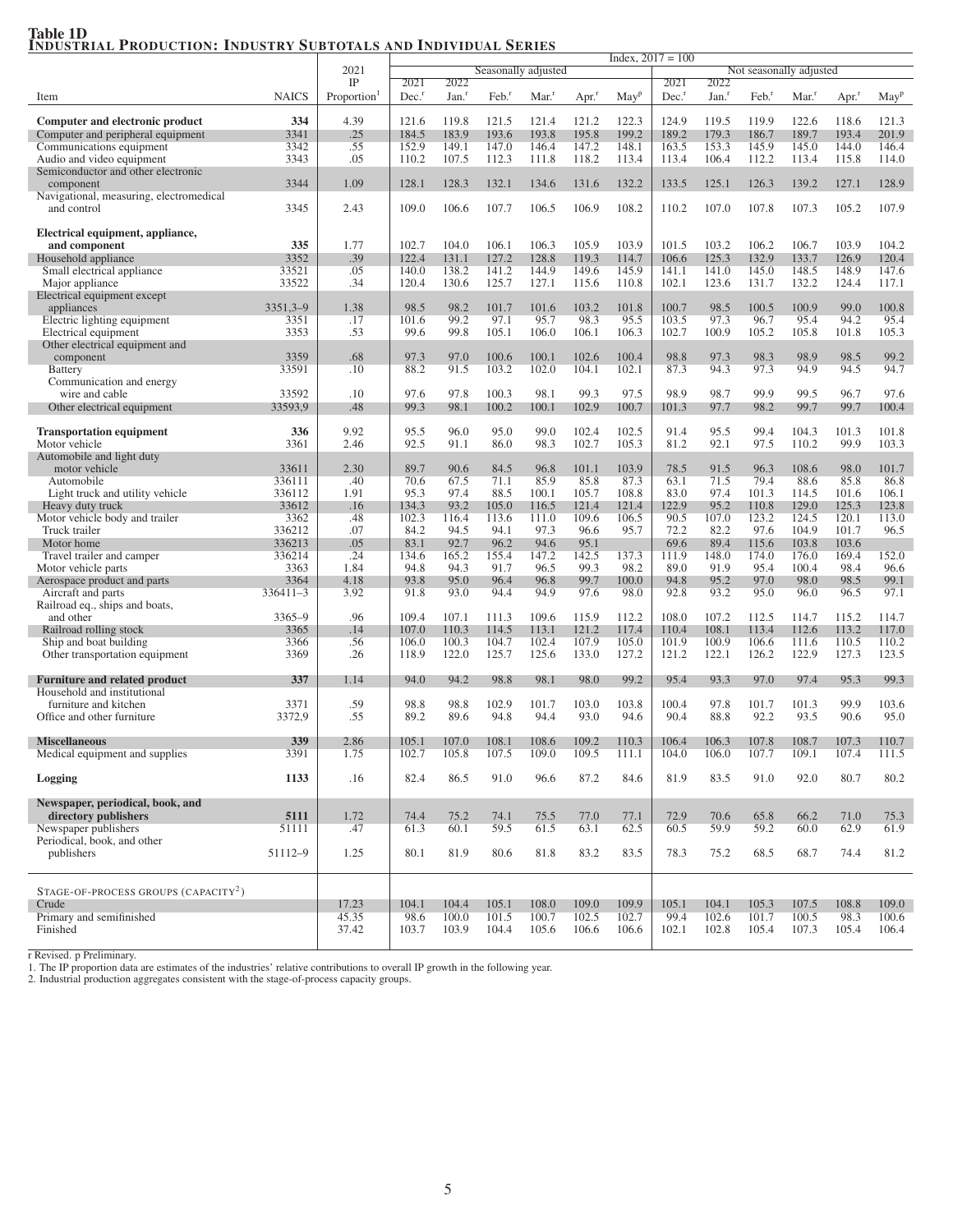**Table 1D**
**INDUSTRIAL PRODUCTION: INDUSTRY SUBTOTALS AND INDIVIDUAL SERIES**

Index, 2017 = 100

| Item | NAICS | 2021 IP Proportion[1] | SA 2021 Dec.[r] | SA 2022 Jan.[r] | SA Feb.[r] | SA Mar.[r] | SA Apr.[r] | SA May[p] | NSA 2021 Dec.[r] | NSA 2022 Jan.[r] | NSA Feb.[r] | NSA Mar.[r] | NSA Apr.[r] | NSA May[p] |
|---|---|---|---|---|---|---|---|---|---|---|---|---|---|---|
| **Computer and electronic product** | **334** | 4.39 | 121.6 | 119.8 | 121.5 | 121.4 | 121.2 | 122.3 | 124.9 | 119.5 | 119.9 | 122.6 | 118.6 | 121.3 |
| Computer and peripheral equipment | 3341 | .25 | 184.5 | 183.9 | 193.6 | 193.8 | 195.8 | 199.2 | 189.2 | 179.3 | 186.7 | 189.7 | 193.4 | 201.9 |
| Communications equipment | 3342 | .55 | 152.9 | 149.1 | 147.0 | 146.4 | 147.2 | 148.1 | 163.5 | 153.3 | 145.9 | 145.0 | 144.0 | 146.4 |
| Audio and video equipment | 3343 | .05 | 110.2 | 107.5 | 112.3 | 111.8 | 118.2 | 113.4 | 113.4 | 106.4 | 112.2 | 113.4 | 115.8 | 114.0 |
| Semiconductor and other electronic component | 3344 | 1.09 | 128.1 | 128.3 | 132.1 | 134.6 | 131.6 | 132.2 | 133.5 | 125.1 | 126.3 | 139.2 | 127.1 | 128.9 |
| Navigational, measuring, electromedical and control | 3345 | 2.43 | 109.0 | 106.6 | 107.7 | 106.5 | 106.9 | 108.2 | 110.2 | 107.0 | 107.8 | 107.3 | 105.2 | 107.9 |
| **Electrical equipment, appliance, and component** | **335** | 1.77 | 102.7 | 104.0 | 106.1 | 106.3 | 105.9 | 103.9 | 101.5 | 103.2 | 106.2 | 106.7 | 103.9 | 104.2 |
| Household appliance | 3352 | .39 | 122.4 | 131.1 | 127.2 | 128.8 | 119.3 | 114.7 | 106.6 | 125.3 | 132.9 | 133.7 | 126.9 | 120.4 |
| Small electrical appliance | 33521 | .05 | 140.0 | 138.2 | 141.2 | 144.9 | 149.6 | 145.9 | 141.1 | 141.0 | 145.0 | 148.5 | 148.9 | 147.6 |
| Major appliance | 33522 | .34 | 120.4 | 130.6 | 125.7 | 127.1 | 115.6 | 110.8 | 102.1 | 123.6 | 131.7 | 132.2 | 124.4 | 117.1 |
| Electrical equipment except appliances | 3351,3–9 | 1.38 | 98.5 | 98.2 | 101.7 | 101.6 | 103.2 | 101.8 | 100.7 | 98.5 | 100.5 | 100.9 | 99.0 | 100.8 |
| Electric lighting equipment | 3351 | .17 | 101.6 | 99.2 | 97.1 | 95.7 | 98.3 | 95.5 | 103.5 | 97.3 | 96.7 | 95.4 | 94.2 | 95.4 |
| Electrical equipment | 3353 | .53 | 99.6 | 99.8 | 105.1 | 106.0 | 106.1 | 106.3 | 102.7 | 100.9 | 105.2 | 105.8 | 101.8 | 105.3 |
| Other electrical equipment and component | 3359 | .68 | 97.3 | 97.0 | 100.6 | 100.1 | 102.6 | 100.4 | 98.8 | 97.3 | 98.3 | 98.9 | 98.5 | 99.2 |
| Battery | 33591 | .10 | 88.2 | 91.5 | 103.2 | 102.0 | 104.1 | 102.1 | 87.3 | 94.3 | 97.3 | 94.9 | 94.5 | 94.7 |
| Communication and energy wire and cable | 33592 | .10 | 97.6 | 97.8 | 100.3 | 98.1 | 99.3 | 97.5 | 98.9 | 98.7 | 99.9 | 99.5 | 96.7 | 97.6 |
| Other electrical equipment | 33593,9 | .48 | 99.3 | 98.1 | 100.2 | 100.1 | 102.9 | 100.7 | 101.3 | 97.7 | 98.2 | 99.7 | 99.7 | 100.4 |
| **Transportation equipment** | **336** | 9.92 | 95.5 | 96.0 | 95.0 | 99.0 | 102.4 | 102.5 | 91.4 | 95.5 | 99.4 | 104.3 | 101.3 | 101.8 |
| Motor vehicle | 3361 | 2.46 | 92.5 | 91.1 | 86.0 | 98.3 | 102.7 | 105.3 | 81.2 | 92.1 | 97.5 | 110.2 | 99.9 | 103.3 |
| Automobile and light duty motor vehicle | 33611 | 2.30 | 89.7 | 90.6 | 84.5 | 96.8 | 101.1 | 103.9 | 78.5 | 91.5 | 96.3 | 108.6 | 98.0 | 101.7 |
| Automobile | 336111 | .40 | 70.6 | 67.5 | 71.1 | 85.9 | 85.8 | 87.3 | 63.1 | 71.5 | 79.4 | 88.6 | 85.8 | 86.8 |
| Light truck and utility vehicle | 336112 | 1.91 | 95.3 | 97.4 | 88.5 | 100.1 | 105.7 | 108.8 | 83.0 | 97.4 | 101.3 | 114.5 | 101.6 | 106.1 |
| Heavy duty truck | 33612 | .16 | 134.3 | 93.2 | 105.0 | 116.5 | 121.4 | 121.4 | 122.9 | 95.2 | 110.8 | 129.0 | 125.3 | 123.8 |
| Motor vehicle body and trailer | 3362 | .48 | 102.3 | 116.4 | 113.6 | 111.0 | 109.6 | 106.5 | 90.5 | 107.0 | 123.2 | 124.5 | 120.1 | 113.0 |
| Truck trailer | 336212 | .07 | 84.2 | 94.5 | 94.1 | 97.3 | 96.6 | 95.7 | 72.2 | 82.2 | 97.6 | 104.9 | 101.7 | 96.5 |
| Motor home | 336213 | .05 | 83.1 | 92.7 | 96.2 | 94.6 | 95.1 | | 69.6 | 89.4 | 115.6 | 103.8 | 103.6 | |
| Travel trailer and camper | 336214 | .24 | 134.6 | 165.2 | 155.4 | 147.2 | 142.5 | 137.3 | 111.9 | 148.0 | 174.0 | 176.0 | 169.4 | 152.0 |
| Motor vehicle parts | 3363 | 1.84 | 94.8 | 94.3 | 91.7 | 96.5 | 99.3 | 98.2 | 89.0 | 91.9 | 95.4 | 100.4 | 98.4 | 96.6 |
| Aerospace product and parts | 3364 | 4.18 | 93.8 | 95.0 | 96.4 | 96.8 | 99.7 | 100.0 | 94.8 | 95.2 | 97.0 | 98.0 | 98.5 | 99.1 |
| Aircraft and parts | 336411–3 | 3.92 | 91.8 | 93.0 | 94.4 | 94.9 | 97.6 | 98.0 | 92.8 | 93.2 | 95.0 | 96.0 | 96.5 | 97.1 |
| Railroad eq., ships and boats, and other | 3365–9 | .96 | 109.4 | 107.1 | 111.3 | 109.6 | 115.9 | 112.2 | 108.0 | 107.2 | 112.5 | 114.7 | 115.2 | 114.7 |
| Railroad rolling stock | 3365 | .14 | 107.0 | 110.3 | 114.5 | 113.1 | 121.2 | 117.4 | 110.4 | 108.1 | 113.4 | 112.6 | 113.2 | 117.0 |
| Ship and boat building | 3366 | .56 | 106.0 | 100.3 | 104.7 | 102.4 | 107.9 | 105.0 | 101.9 | 100.9 | 106.6 | 111.6 | 110.5 | 110.2 |
| Other transportation equipment | 3369 | .26 | 118.9 | 122.0 | 125.7 | 125.6 | 133.0 | 127.2 | 121.2 | 122.1 | 126.2 | 122.9 | 127.3 | 123.5 |
| **Furniture and related product** | **337** | 1.14 | 94.0 | 94.2 | 98.8 | 98.1 | 98.0 | 99.2 | 95.4 | 93.3 | 97.0 | 97.4 | 95.3 | 99.3 |
| Household and institutional furniture and kitchen | 3371 | .59 | 98.8 | 98.8 | 102.9 | 101.7 | 103.0 | 103.8 | 100.4 | 97.8 | 101.7 | 101.3 | 99.9 | 103.6 |
| Office and other furniture | 3372,9 | .55 | 89.2 | 89.6 | 94.8 | 94.4 | 93.0 | 94.6 | 90.4 | 88.8 | 92.2 | 93.5 | 90.6 | 95.0 |
| **Miscellaneous** | **339** | 2.86 | 105.1 | 107.0 | 108.1 | 108.6 | 109.2 | 110.3 | 106.4 | 106.3 | 107.8 | 108.7 | 107.3 | 110.7 |
| Medical equipment and supplies | 3391 | 1.75 | 102.7 | 105.8 | 107.5 | 109.0 | 109.5 | 111.1 | 104.0 | 106.0 | 107.7 | 109.1 | 107.4 | 111.5 |
| **Logging** | **1133** | .16 | 82.4 | 86.5 | 91.0 | 96.6 | 87.2 | 84.6 | 81.9 | 83.5 | 91.0 | 92.0 | 80.7 | 80.2 |
| **Newspaper, periodical, book, and directory publishers** | **5111** | 1.72 | 74.4 | 75.2 | 74.1 | 75.5 | 77.0 | 77.1 | 72.9 | 70.6 | 65.8 | 66.2 | 71.0 | 75.3 |
| Newspaper publishers | 51111 | .47 | 61.3 | 60.1 | 59.5 | 61.5 | 63.1 | 62.5 | 60.5 | 59.9 | 59.2 | 60.0 | 62.9 | 61.9 |
| Periodical, book, and other publishers | 51112–9 | 1.25 | 80.1 | 81.9 | 80.6 | 81.8 | 83.2 | 83.5 | 78.3 | 75.2 | 68.5 | 68.7 | 74.4 | 81.2 |
| STAGE-OF-PROCESS GROUPS (CAPACITY[2]) | | | | | | | | | | | | | | |
| Crude | | 17.23 | 104.1 | 104.4 | 105.1 | 108.0 | 109.0 | 109.9 | 105.1 | 104.1 | 105.3 | 107.5 | 108.8 | 109.0 |
| Primary and semifinished | | 45.35 | 98.6 | 100.0 | 101.5 | 100.7 | 102.5 | 102.7 | 99.4 | 102.6 | 101.7 | 100.5 | 98.3 | 100.6 |
| Finished | | 37.42 | 103.7 | 103.9 | 104.4 | 105.6 | 106.6 | 106.6 | 102.1 | 102.8 | 105.4 | 107.3 | 105.4 | 106.4 |

SA = Seasonally adjusted; NSA = Not seasonally adjusted.

r Revised. p Preliminary.
1. The IP proportion data are estimates of the industries' relative contributions to overall IP growth in the following year.
2. Industrial production aggregates consistent with the stage-of-process capacity groups.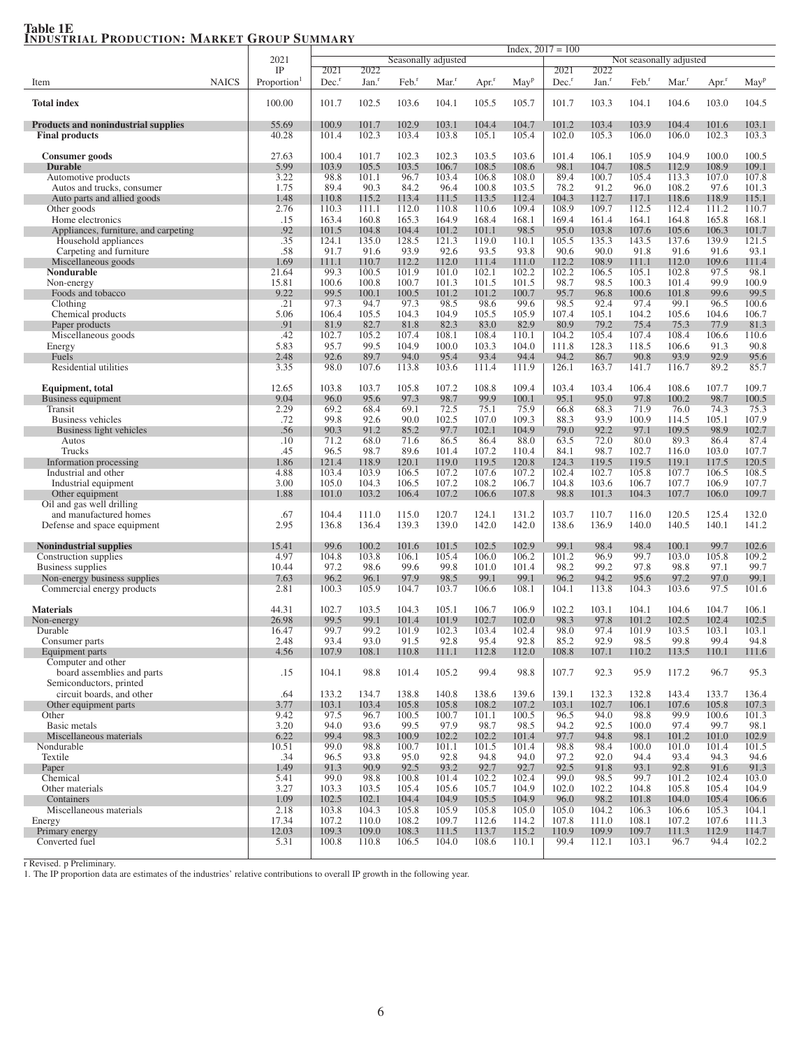**Table 1E**
**INDUSTRIAL PRODUCTION: MARKET GROUP SUMMARY**

Index, 2017 = 100

| Item | NAICS | 2021 IP Proportion[1] | Seasonally adjusted 2021 Dec.[r] | 2022 Jan.[r] | Feb.[r] | Mar.[r] | Apr.[r] | May[p] | Not seasonally adjusted 2021 Dec.[r] | 2022 Jan.[r] | Feb.[r] | Mar.[r] | Apr.[r] | May[p] |
|---|---|---|---|---|---|---|---|---|---|---|---|---|---|---|
| **Total index** | | 100.00 | 101.7 | 102.5 | 103.6 | 104.1 | 105.5 | 105.7 | 101.7 | 103.3 | 104.1 | 104.6 | 103.0 | 104.5 |
| **Products and nonindustrial supplies** | | 55.69 | 100.9 | 101.7 | 102.9 | 103.1 | 104.4 | 104.7 | 101.2 | 103.4 | 103.9 | 104.4 | 101.6 | 103.1 |
| **Final products** | | 40.28 | 101.4 | 102.3 | 103.4 | 103.8 | 105.1 | 105.4 | 102.0 | 105.3 | 106.0 | 106.0 | 102.3 | 103.3 |
| **Consumer goods** | | 27.63 | 100.4 | 101.7 | 102.3 | 102.3 | 103.5 | 103.6 | 101.4 | 106.1 | 105.9 | 104.9 | 100.0 | 100.5 |
| **Durable** | | 5.99 | 103.9 | 105.5 | 103.5 | 106.7 | 108.5 | 108.6 | 98.1 | 104.7 | 108.5 | 112.9 | 108.9 | 109.1 |
| Automotive products | | 3.22 | 98.8 | 101.1 | 96.7 | 103.4 | 106.8 | 108.0 | 89.4 | 100.7 | 105.4 | 113.3 | 107.0 | 107.8 |
| Autos and trucks, consumer | | 1.75 | 89.4 | 90.3 | 84.2 | 96.4 | 100.8 | 103.5 | 78.2 | 91.2 | 96.0 | 108.2 | 97.6 | 101.3 |
| Auto parts and allied goods | | 1.48 | 110.8 | 115.2 | 113.4 | 111.5 | 113.5 | 112.4 | 104.3 | 112.7 | 117.1 | 118.6 | 118.9 | 115.1 |
| Other goods | | 2.76 | 110.3 | 111.1 | 112.0 | 110.8 | 110.6 | 109.4 | 108.9 | 109.7 | 112.5 | 112.4 | 111.2 | 110.7 |
| Home electronics | | .15 | 163.4 | 160.8 | 165.3 | 164.9 | 168.4 | 168.1 | 169.4 | 161.4 | 164.1 | 164.8 | 165.8 | 168.1 |
| Appliances, furniture, and carpeting | | .92 | 101.5 | 104.8 | 104.4 | 101.2 | 101.1 | 98.5 | 95.0 | 103.8 | 107.6 | 105.6 | 106.3 | 101.7 |
| Household appliances | | .35 | 124.1 | 135.0 | 128.5 | 121.3 | 119.0 | 110.1 | 105.5 | 135.3 | 143.5 | 137.6 | 139.9 | 121.5 |
| Carpeting and furniture | | .58 | 91.7 | 91.6 | 93.9 | 92.6 | 93.5 | 93.8 | 90.6 | 90.0 | 91.8 | 91.6 | 91.6 | 93.1 |
| Miscellaneous goods | | 1.69 | 111.1 | 110.7 | 112.2 | 112.0 | 111.4 | 111.0 | 112.2 | 108.9 | 111.1 | 112.0 | 109.6 | 111.4 |
| **Nondurable** | | 21.64 | 99.3 | 100.5 | 101.9 | 101.0 | 102.1 | 102.2 | 102.2 | 106.5 | 105.1 | 102.8 | 97.5 | 98.1 |
| Non-energy | | 15.81 | 100.6 | 100.8 | 100.7 | 101.3 | 101.5 | 101.5 | 98.7 | 98.5 | 100.3 | 101.4 | 99.9 | 100.9 |
| Foods and tobacco | | 9.22 | 99.5 | 100.1 | 100.5 | 101.2 | 101.2 | 100.7 | 95.7 | 96.8 | 100.6 | 101.8 | 99.6 | 99.5 |
| Clothing | | .21 | 97.3 | 94.7 | 97.3 | 98.5 | 98.6 | 99.6 | 98.5 | 92.4 | 97.4 | 99.1 | 96.5 | 100.6 |
| Chemical products | | 5.06 | 106.4 | 105.5 | 104.3 | 104.9 | 105.5 | 105.9 | 107.4 | 105.1 | 104.2 | 105.6 | 104.6 | 106.7 |
| Paper products | | .91 | 81.9 | 82.7 | 81.8 | 82.3 | 83.0 | 82.9 | 80.9 | 79.2 | 75.4 | 75.3 | 77.9 | 81.3 |
| Miscellaneous goods | | .42 | 102.7 | 105.2 | 107.4 | 108.1 | 108.4 | 110.1 | 104.2 | 105.4 | 107.4 | 108.4 | 106.6 | 110.6 |
| Energy | | 5.83 | 95.7 | 99.5 | 104.9 | 100.0 | 103.3 | 104.0 | 111.8 | 128.3 | 118.5 | 106.6 | 91.3 | 90.8 |
| Fuels | | 2.48 | 92.6 | 89.7 | 94.0 | 95.4 | 93.4 | 94.4 | 94.2 | 86.7 | 90.8 | 93.9 | 92.9 | 95.6 |
| Residential utilities | | 3.35 | 98.0 | 107.6 | 113.8 | 103.6 | 111.4 | 111.9 | 126.1 | 163.7 | 141.7 | 116.7 | 89.2 | 85.7 |
| **Equipment, total** | | 12.65 | 103.8 | 103.7 | 105.8 | 107.2 | 108.8 | 109.4 | 103.4 | 103.4 | 106.4 | 108.6 | 107.7 | 109.7 |
| Business equipment | | 9.04 | 96.0 | 95.6 | 97.3 | 98.7 | 99.9 | 100.1 | 95.1 | 95.0 | 97.8 | 100.2 | 98.7 | 100.5 |
| Transit | | 2.29 | 69.2 | 68.4 | 69.1 | 72.5 | 75.1 | 75.9 | 66.8 | 68.3 | 71.9 | 76.0 | 74.3 | 75.3 |
| Business vehicles | | .72 | 99.8 | 92.6 | 90.0 | 102.5 | 107.0 | 109.3 | 88.3 | 93.9 | 100.9 | 114.5 | 105.1 | 107.9 |
| Business light vehicles | | .56 | 90.3 | 91.2 | 85.2 | 97.7 | 102.1 | 104.9 | 79.0 | 92.2 | 97.1 | 109.5 | 98.9 | 102.7 |
| Autos | | .10 | 71.2 | 68.0 | 71.6 | 86.5 | 86.4 | 88.0 | 63.5 | 72.0 | 80.0 | 89.3 | 86.4 | 87.4 |
| Trucks | | .45 | 96.5 | 98.7 | 89.6 | 101.4 | 107.2 | 110.4 | 84.1 | 98.7 | 102.7 | 116.0 | 103.0 | 107.7 |
| Information processing | | 1.86 | 121.4 | 118.9 | 120.1 | 119.0 | 119.5 | 120.8 | 124.3 | 119.5 | 119.5 | 119.1 | 117.5 | 120.5 |
| Industrial and other | | 4.88 | 103.4 | 103.9 | 106.5 | 107.2 | 107.6 | 107.2 | 102.4 | 102.7 | 105.8 | 107.7 | 106.5 | 108.5 |
| Industrial equipment | | 3.00 | 105.0 | 104.3 | 106.5 | 107.2 | 108.2 | 106.7 | 104.8 | 103.6 | 106.7 | 107.7 | 106.9 | 107.7 |
| Other equipment | | 1.88 | 101.0 | 103.2 | 106.4 | 107.2 | 106.6 | 107.8 | 98.8 | 101.3 | 104.3 | 107.7 | 106.0 | 109.7 |
| Oil and gas well drilling and manufactured homes | | .67 | 104.4 | 111.0 | 115.0 | 120.7 | 124.1 | 131.2 | 103.7 | 110.7 | 116.0 | 120.5 | 125.4 | 132.0 |
| Defense and space equipment | | 2.95 | 136.8 | 136.4 | 139.3 | 139.0 | 142.0 | 142.0 | 138.6 | 136.9 | 140.0 | 140.5 | 140.1 | 141.2 |
| **Nonindustrial supplies** | | 15.41 | 99.6 | 100.2 | 101.6 | 101.5 | 102.5 | 102.9 | 99.1 | 98.4 | 98.4 | 100.1 | 99.7 | 102.6 |
| Construction supplies | | 4.97 | 104.8 | 103.8 | 106.1 | 105.4 | 106.0 | 106.2 | 101.2 | 96.9 | 99.7 | 103.0 | 105.8 | 109.2 |
| Business supplies | | 10.44 | 97.2 | 98.6 | 99.6 | 99.8 | 101.0 | 101.4 | 98.2 | 99.2 | 97.8 | 98.8 | 97.1 | 99.7 |
| Non-energy business supplies | | 7.63 | 96.2 | 96.1 | 97.9 | 98.5 | 99.1 | 99.1 | 96.2 | 94.2 | 95.6 | 97.2 | 97.0 | 99.1 |
| Commercial energy products | | 2.81 | 100.3 | 105.9 | 104.7 | 103.7 | 106.6 | 108.1 | 104.1 | 113.8 | 104.3 | 103.6 | 97.5 | 101.6 |
| **Materials** | | 44.31 | 102.7 | 103.5 | 104.3 | 105.1 | 106.7 | 106.9 | 102.2 | 103.1 | 104.1 | 104.6 | 104.7 | 106.1 |
| Non-energy | | 26.98 | 99.5 | 99.1 | 101.4 | 101.9 | 102.7 | 102.0 | 98.3 | 97.8 | 101.2 | 102.5 | 102.4 | 102.5 |
| Durable | | 16.47 | 99.7 | 99.2 | 101.9 | 102.3 | 103.4 | 102.4 | 98.0 | 97.4 | 101.9 | 103.5 | 103.1 | 103.1 |
| Consumer parts | | 2.48 | 93.4 | 93.0 | 91.5 | 92.8 | 95.4 | 92.8 | 85.2 | 92.9 | 98.5 | 99.8 | 99.4 | 94.8 |
| Equipment parts | | 4.56 | 107.9 | 108.1 | 110.8 | 111.1 | 112.8 | 112.0 | 108.8 | 107.1 | 110.2 | 113.5 | 110.1 | 111.6 |
| Computer and other board assemblies and parts | | .15 | 104.1 | 98.8 | 101.4 | 105.2 | 99.4 | 98.8 | 107.7 | 92.3 | 95.9 | 117.2 | 96.7 | 95.3 |
| Semiconductors, printed circuit boards, and other | | .64 | 133.2 | 134.7 | 138.8 | 140.8 | 138.6 | 139.6 | 139.1 | 132.3 | 132.8 | 143.4 | 133.7 | 136.4 |
| Other equipment parts | | 3.77 | 103.1 | 103.4 | 105.8 | 105.8 | 108.2 | 107.2 | 103.1 | 102.7 | 106.1 | 107.6 | 105.8 | 107.3 |
| Other | | 9.42 | 97.5 | 96.7 | 100.5 | 100.7 | 101.1 | 100.5 | 96.5 | 94.0 | 98.8 | 99.9 | 100.6 | 101.3 |
| Basic metals | | 3.20 | 94.0 | 93.6 | 99.5 | 97.9 | 98.7 | 98.5 | 94.2 | 92.5 | 100.0 | 97.4 | 99.7 | 98.1 |
| Miscellaneous materials | | 6.22 | 99.4 | 98.3 | 100.9 | 102.2 | 102.2 | 101.4 | 97.7 | 94.8 | 98.1 | 101.2 | 101.0 | 102.9 |
| Nondurable | | 10.51 | 99.0 | 98.8 | 100.7 | 101.1 | 101.5 | 101.4 | 98.8 | 98.4 | 100.0 | 101.0 | 101.4 | 101.5 |
| Textile | | .34 | 96.5 | 93.8 | 95.0 | 92.8 | 94.8 | 94.0 | 97.2 | 92.0 | 94.4 | 93.4 | 94.3 | 94.6 |
| Paper | | 1.49 | 91.3 | 90.9 | 92.5 | 93.2 | 92.7 | 92.7 | 92.5 | 91.8 | 93.1 | 92.8 | 91.6 | 91.3 |
| Chemical | | 5.41 | 99.0 | 98.8 | 100.8 | 101.4 | 102.2 | 102.4 | 99.0 | 98.5 | 99.7 | 101.2 | 102.4 | 103.0 |
| Other materials | | 3.27 | 103.3 | 103.5 | 105.4 | 105.6 | 105.7 | 104.9 | 102.0 | 102.2 | 104.8 | 105.8 | 105.4 | 104.9 |
| Containers | | 1.09 | 102.5 | 102.1 | 104.4 | 104.9 | 105.5 | 104.9 | 96.0 | 98.2 | 101.8 | 104.0 | 105.4 | 106.6 |
| Miscellaneous materials | | 2.18 | 103.8 | 104.3 | 105.8 | 105.9 | 105.8 | 105.0 | 105.0 | 104.2 | 106.3 | 106.6 | 105.3 | 104.1 |
| Energy | | 17.34 | 107.2 | 110.0 | 108.2 | 109.7 | 112.6 | 114.2 | 107.8 | 111.0 | 108.1 | 107.2 | 107.6 | 111.3 |
| Primary energy | | 12.03 | 109.3 | 109.0 | 108.3 | 111.5 | 113.7 | 115.2 | 110.9 | 109.9 | 109.7 | 111.3 | 112.9 | 114.7 |
| Converted fuel | | 5.31 | 100.8 | 110.8 | 106.5 | 104.0 | 108.6 | 110.1 | 99.4 | 112.1 | 103.1 | 96.7 | 94.4 | 102.2 |

r Revised. p Preliminary.

1. The IP proportion data are estimates of the industries' relative contributions to overall IP growth in the following year.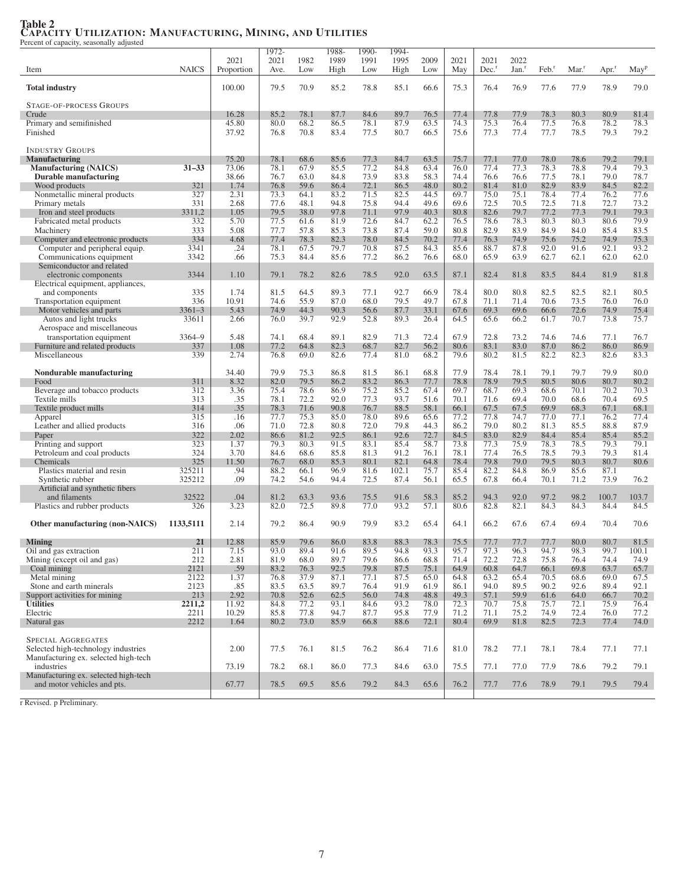**Table 2**
**CAPACITY UTILIZATION: MANUFACTURING, MINING, AND UTILITIES**
Percent of capacity, seasonally adjusted

| Item | NAICS | 2021 Proportion | 1972-2021 Ave. | 1982 Low | 1988-1989 High | 1990-1991 Low | 1994-1995 High | 2009 Low | 2021 May | 2021 Dec.[r] | 2022 Jan.[r] | Feb.[r] | Mar.[r] | Apr.[r] | May[p] |
|---|---|---|---|---|---|---|---|---|---|---|---|---|---|---|---|
| **Total industry** | | 100.00 | 79.5 | 70.9 | 85.2 | 78.8 | 85.1 | 66.6 | 75.3 | 76.4 | 76.9 | 77.6 | 77.9 | 78.9 | 79.0 |
| STAGE-OF-PROCESS GROUPS | | | | | | | | | | | | | | | |
| Crude | | 16.28 | 85.2 | 78.1 | 87.7 | 84.6 | 89.7 | 76.5 | 77.4 | 77.8 | 77.9 | 78.3 | 80.3 | 80.9 | 81.4 |
| Primary and semifinished | | 45.80 | 80.0 | 68.2 | 86.5 | 78.1 | 87.9 | 63.5 | 74.3 | 75.3 | 76.4 | 77.5 | 76.8 | 78.2 | 78.3 |
| Finished | | 37.92 | 76.8 | 70.8 | 83.4 | 77.5 | 80.7 | 66.5 | 75.6 | 77.3 | 77.4 | 77.7 | 78.5 | 79.3 | 79.2 |
| INDUSTRY GROUPS | | | | | | | | | | | | | | | |
| **Manufacturing** | | 75.20 | 78.1 | 68.6 | 85.6 | 77.3 | 84.7 | 63.5 | 75.7 | 77.1 | 77.0 | 78.0 | 78.6 | 79.2 | 79.1 |
| **Manufacturing (NAICS)** | **31–33** | 73.06 | 78.1 | 67.9 | 85.5 | 77.2 | 84.8 | 63.4 | 76.0 | 77.4 | 77.3 | 78.3 | 78.8 | 79.4 | 79.3 |
| **Durable manufacturing** | | 38.66 | 76.7 | 63.0 | 84.8 | 73.9 | 83.8 | 58.3 | 74.4 | 76.6 | 76.6 | 77.5 | 78.1 | 79.0 | 78.7 |
| Wood products | 321 | 1.74 | 76.8 | 59.6 | 86.4 | 72.1 | 86.5 | 48.0 | 80.2 | 81.4 | 81.0 | 82.9 | 83.9 | 84.5 | 82.2 |
| Nonmetallic mineral products | 327 | 2.31 | 73.3 | 64.1 | 83.2 | 71.5 | 82.5 | 44.5 | 69.7 | 75.0 | 75.1 | 78.4 | 77.4 | 76.2 | 77.6 |
| Primary metals | 331 | 2.68 | 77.6 | 48.1 | 94.8 | 75.8 | 94.4 | 49.6 | 69.6 | 72.5 | 70.5 | 72.5 | 71.8 | 72.7 | 73.2 |
| Iron and steel products | 3311,2 | 1.05 | 79.5 | 38.0 | 97.8 | 71.1 | 97.9 | 40.3 | 80.8 | 82.6 | 79.7 | 77.2 | 77.3 | 79.1 | 79.3 |
| Fabricated metal products | 332 | 5.70 | 77.5 | 61.6 | 81.9 | 72.6 | 84.7 | 62.2 | 76.5 | 78.6 | 78.3 | 80.3 | 80.3 | 80.6 | 79.9 |
| Machinery | 333 | 5.08 | 77.7 | 57.8 | 85.3 | 73.8 | 87.4 | 59.0 | 80.8 | 82.9 | 83.9 | 84.9 | 84.0 | 85.4 | 83.5 |
| Computer and electronic products | 334 | 4.68 | 77.4 | 78.3 | 82.3 | 78.0 | 84.5 | 70.2 | 77.4 | 76.3 | 74.9 | 75.6 | 75.2 | 74.9 | 75.3 |
| Computer and peripheral equip. | 3341 | .24 | 78.1 | 67.5 | 79.7 | 70.8 | 87.5 | 84.3 | 85.6 | 88.7 | 87.8 | 92.0 | 91.6 | 92.1 | 93.2 |
| Communications equipment | 3342 | .66 | 75.3 | 84.4 | 85.6 | 77.2 | 86.2 | 76.6 | 68.0 | 65.9 | 63.9 | 62.7 | 62.1 | 62.0 | 62.0 |
| Semiconductor and related electronic components | 3344 | 1.10 | 79.1 | 78.2 | 82.6 | 78.5 | 92.0 | 63.5 | 87.1 | 82.4 | 81.8 | 83.5 | 84.4 | 81.9 | 81.8 |
| Electrical equipment, appliances, and components | 335 | 1.74 | 81.5 | 64.5 | 89.3 | 77.1 | 92.7 | 66.9 | 78.4 | 80.0 | 80.8 | 82.5 | 82.5 | 82.1 | 80.5 |
| Transportation equipment | 336 | 10.91 | 74.6 | 55.9 | 87.0 | 68.0 | 79.5 | 49.7 | 67.8 | 71.1 | 71.4 | 70.6 | 73.5 | 76.0 | 76.0 |
| Motor vehicles and parts | 3361–3 | 5.43 | 74.9 | 44.3 | 90.3 | 56.6 | 87.7 | 33.1 | 67.6 | 69.3 | 69.6 | 66.6 | 72.6 | 74.9 | 75.4 |
| Autos and light trucks | 33611 | 2.66 | 76.0 | 39.7 | 92.9 | 52.8 | 89.3 | 26.4 | 64.5 | 65.6 | 66.2 | 61.7 | 70.7 | 73.8 | 75.7 |
| Aerospace and miscellaneous transportation equipment | 3364–9 | 5.48 | 74.1 | 68.4 | 89.1 | 82.9 | 71.3 | 72.4 | 67.9 | 72.8 | 73.2 | 74.6 | 74.6 | 77.1 | 76.7 |
| Furniture and related products | 337 | 1.08 | 77.2 | 64.8 | 82.3 | 68.7 | 82.7 | 56.2 | 80.6 | 83.1 | 83.0 | 87.0 | 86.2 | 86.0 | 86.9 |
| Miscellaneous | 339 | 2.74 | 76.8 | 69.0 | 82.6 | 77.4 | 81.0 | 68.2 | 79.6 | 80.2 | 81.5 | 82.2 | 82.3 | 82.6 | 83.3 |
| **Nondurable manufacturing** | | 34.40 | 79.9 | 75.3 | 86.8 | 81.5 | 86.1 | 68.8 | 77.9 | 78.4 | 78.1 | 79.1 | 79.7 | 79.9 | 80.0 |
| Food | 311 | 8.32 | 82.0 | 79.5 | 86.2 | 83.2 | 86.3 | 77.7 | 78.8 | 78.9 | 79.5 | 80.5 | 80.6 | 80.7 | 80.2 |
| Beverage and tobacco products | 312 | 3.36 | 75.4 | 78.6 | 86.9 | 75.2 | 85.2 | 67.4 | 69.7 | 68.7 | 69.3 | 68.6 | 70.1 | 70.2 | 70.3 |
| Textile mills | 313 | .35 | 78.1 | 72.2 | 92.0 | 77.3 | 93.7 | 51.6 | 70.1 | 71.6 | 69.4 | 70.0 | 68.6 | 70.4 | 69.5 |
| Textile product mills | 314 | .35 | 78.3 | 71.6 | 90.8 | 76.7 | 88.5 | 58.1 | 66.1 | 67.5 | 67.5 | 69.9 | 68.3 | 67.1 | 68.1 |
| Apparel | 315 | .16 | 77.7 | 75.3 | 85.0 | 78.0 | 89.6 | 65.6 | 77.2 | 77.8 | 74.7 | 77.0 | 77.1 | 76.2 | 77.4 |
| Leather and allied products | 316 | .06 | 71.0 | 72.8 | 80.8 | 72.0 | 79.8 | 44.3 | 86.2 | 79.0 | 80.2 | 81.3 | 85.5 | 88.8 | 87.9 |
| Paper | 322 | 2.02 | 86.6 | 81.2 | 92.5 | 86.1 | 92.6 | 72.7 | 84.5 | 83.0 | 82.9 | 84.4 | 85.4 | 85.4 | 85.2 |
| Printing and support | 323 | 1.37 | 79.3 | 80.3 | 91.5 | 83.1 | 85.4 | 58.7 | 73.8 | 77.3 | 75.9 | 78.3 | 78.5 | 79.3 | 79.1 |
| Petroleum and coal products | 324 | 3.70 | 84.6 | 68.6 | 85.8 | 81.3 | 91.2 | 76.1 | 78.1 | 77.4 | 76.5 | 78.5 | 79.3 | 79.3 | 81.4 |
| Chemicals | 325 | 11.50 | 76.7 | 68.0 | 85.3 | 80.1 | 82.1 | 64.8 | 78.4 | 79.8 | 79.0 | 79.5 | 80.3 | 80.7 | 80.6 |
| Plastics material and resin | 325211 | .94 | 88.2 | 66.1 | 96.9 | 81.6 | 102.1 | 75.7 | 85.4 | 82.2 | 84.8 | 86.9 | 85.6 | 87.1 | |
| Synthetic rubber | 325212 | .09 | 74.2 | 54.6 | 94.4 | 72.5 | 87.4 | 56.1 | 65.5 | 67.8 | 66.4 | 70.1 | 71.2 | 73.9 | 76.2 |
| Artificial and synthetic fibers and filaments | 32522 | .04 | 81.2 | 63.3 | 93.6 | 75.5 | 91.6 | 58.3 | 85.2 | 94.3 | 92.0 | 97.2 | 98.2 | 100.7 | 103.7 |
| Plastics and rubber products | 326 | 3.23 | 82.0 | 72.5 | 89.8 | 77.0 | 93.2 | 57.1 | 80.6 | 82.8 | 82.1 | 84.3 | 84.3 | 84.4 | 84.5 |
| **Other manufacturing (non-NAICS)** | **1133,5111** | 2.14 | 79.2 | 86.4 | 90.9 | 79.9 | 83.2 | 65.4 | 64.1 | 66.2 | 67.6 | 67.4 | 69.4 | 70.4 | 70.6 |
| **Mining** | **21** | 12.88 | 85.9 | 79.6 | 86.0 | 83.8 | 88.3 | 78.3 | 75.5 | 77.7 | 77.7 | 77.7 | 80.0 | 80.7 | 81.5 |
| Oil and gas extraction | 211 | 7.15 | 93.0 | 89.4 | 91.6 | 89.5 | 94.8 | 93.3 | 95.7 | 97.3 | 96.3 | 94.7 | 98.3 | 99.7 | 100.1 |
| Mining (except oil and gas) | 212 | 2.81 | 81.9 | 68.0 | 89.7 | 79.6 | 86.6 | 68.8 | 71.4 | 72.2 | 72.8 | 75.8 | 76.4 | 74.4 | 74.9 |
| Coal mining | 2121 | .59 | 83.2 | 76.3 | 92.5 | 79.8 | 87.5 | 75.1 | 64.9 | 60.8 | 64.7 | 66.1 | 69.8 | 63.7 | 65.7 |
| Metal mining | 2122 | 1.37 | 76.8 | 37.9 | 87.1 | 77.1 | 87.5 | 65.0 | 64.8 | 63.2 | 65.4 | 70.5 | 68.6 | 69.0 | 67.5 |
| Stone and earth minerals | 2123 | .85 | 83.5 | 63.5 | 89.7 | 76.4 | 91.9 | 61.9 | 86.1 | 94.0 | 89.5 | 90.2 | 92.6 | 89.4 | 92.1 |
| Support activities for mining | 213 | 2.92 | 70.8 | 52.6 | 62.5 | 56.0 | 74.8 | 48.8 | 49.3 | 57.1 | 59.9 | 61.6 | 64.0 | 66.7 | 70.2 |
| **Utilities** | **2211,2** | 11.92 | 84.8 | 77.2 | 93.1 | 84.6 | 93.2 | 78.0 | 72.3 | 70.7 | 75.8 | 75.7 | 72.1 | 75.9 | 76.4 |
| Electric | 2211 | 10.29 | 85.8 | 77.8 | 94.7 | 87.7 | 95.8 | 77.9 | 71.2 | 71.1 | 75.2 | 74.9 | 72.4 | 76.0 | 77.2 |
| Natural gas | 2212 | 1.64 | 80.2 | 73.0 | 85.9 | 66.8 | 88.6 | 72.1 | 80.4 | 69.9 | 81.8 | 82.5 | 72.3 | 77.4 | 74.0 |
| SPECIAL AGGREGATES | | | | | | | | | | | | | | | |
| Selected high-technology industries | | 2.00 | 77.5 | 76.1 | 81.5 | 76.2 | 86.4 | 71.6 | 81.0 | 78.2 | 77.1 | 78.1 | 78.4 | 77.1 | 77.1 |
| Manufacturing ex. selected high-tech industries | | 73.19 | 78.2 | 68.1 | 86.0 | 77.3 | 84.6 | 63.0 | 75.5 | 77.1 | 77.0 | 77.9 | 78.6 | 79.2 | 79.1 |
| Manufacturing ex. selected high-tech and motor vehicles and pts. | | 67.77 | 78.5 | 69.5 | 85.6 | 79.2 | 84.3 | 65.6 | 76.2 | 77.7 | 77.6 | 78.9 | 79.1 | 79.5 | 79.4 |

r Revised. p Preliminary.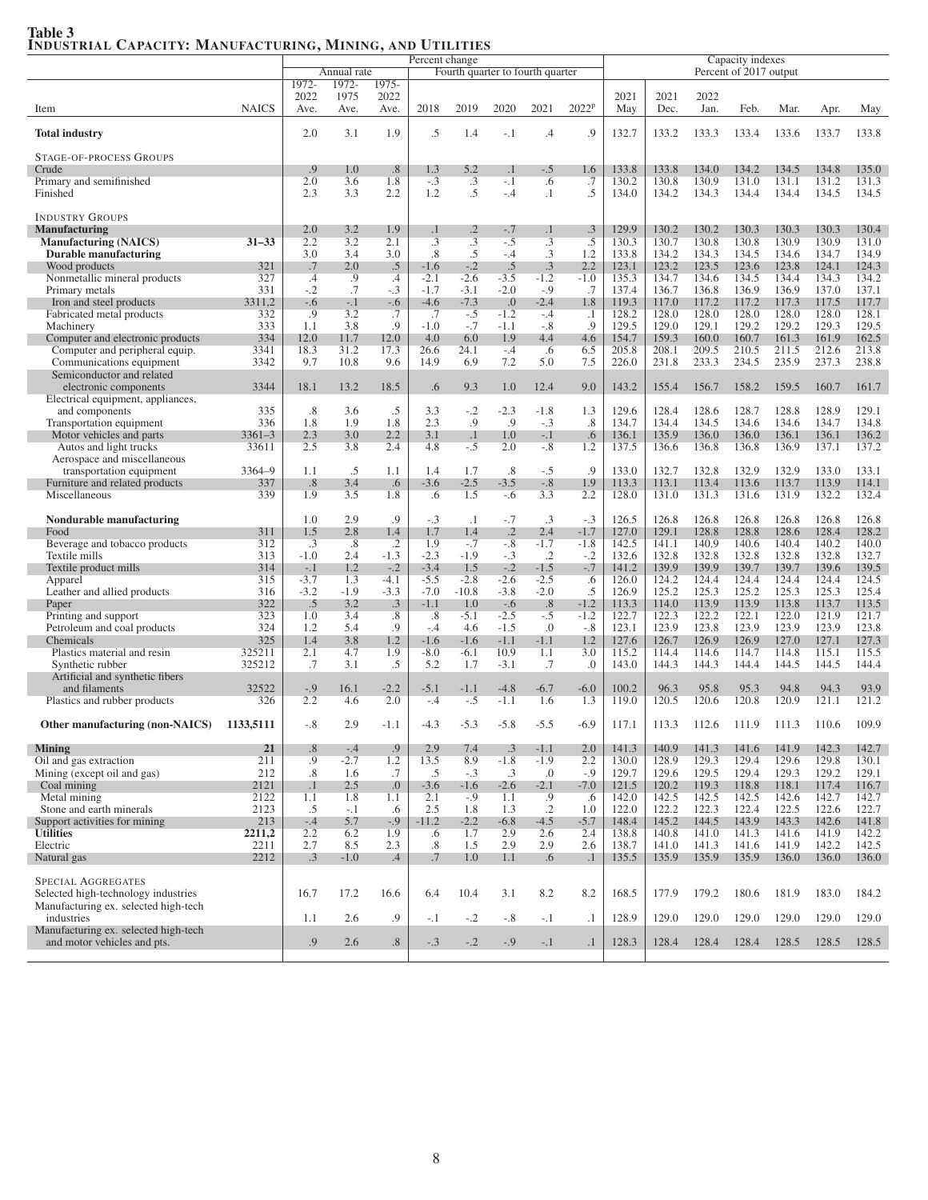# Table 3
## Industrial Capacity: Manufacturing, Mining, and Utilities

| Item | NAICS | Percent change: Annual rate: 1972-2022 Ave. | 1972-1975 Ave. | 1975-2022 Ave. | Fourth quarter to fourth quarter: 2018 | 2019 | 2020 | 2021 | 2022p | Capacity indexes, Percent of 2017 output: 2021 May | 2021 Dec. | 2022 Jan. | Feb. | Mar. | Apr. | May |
|---|---|---|---|---|---|---|---|---|---|---|---|---|---|---|---|---|
| **Total industry** | | 2.0 | 3.1 | 1.9 | .5 | 1.4 | -.1 | .4 | .9 | 132.7 | 133.2 | 133.3 | 133.4 | 133.6 | 133.7 | 133.8 |
| STAGE-OF-PROCESS GROUPS | | | | | | | | | | | | | | | | |
| Crude | | .9 | 1.0 | .8 | 1.3 | 5.2 | .1 | -.5 | 1.6 | 133.8 | 133.8 | 134.0 | 134.2 | 134.5 | 134.8 | 135.0 |
| Primary and semifinished | | 2.0 | 3.6 | 1.8 | -.3 | .3 | -.1 | .6 | .7 | 130.2 | 130.8 | 130.9 | 131.0 | 131.1 | 131.2 | 131.3 |
| Finished | | 2.3 | 3.3 | 2.2 | 1.2 | .5 | -.4 | .1 | .5 | 134.0 | 134.2 | 134.3 | 134.4 | 134.4 | 134.5 | 134.5 |
| INDUSTRY GROUPS | | | | | | | | | | | | | | | | |
| **Manufacturing** | | 2.0 | 3.2 | 1.9 | .1 | .2 | -.7 | .1 | .3 | 129.9 | 130.2 | 130.2 | 130.3 | 130.3 | 130.3 | 130.4 |
| **Manufacturing (NAICS)** | **31–33** | 2.2 | 3.2 | 2.1 | .3 | .3 | -.5 | .3 | .5 | 130.3 | 130.7 | 130.8 | 130.8 | 130.9 | 130.9 | 131.0 |
| **Durable manufacturing** | | 3.0 | 3.4 | 3.0 | .8 | .5 | -.4 | .3 | 1.2 | 133.8 | 134.2 | 134.3 | 134.5 | 134.6 | 134.7 | 134.9 |
| Wood products | 321 | .7 | 2.0 | .5 | -1.6 | -.2 | .5 | .3 | 2.2 | 123.1 | 123.2 | 123.5 | 123.6 | 123.8 | 124.1 | 124.3 |
| Nonmetallic mineral products | 327 | .4 | .9 | .4 | -2.1 | -2.6 | -3.5 | -1.2 | -1.0 | 135.3 | 134.7 | 134.6 | 134.5 | 134.4 | 134.3 | 134.2 |
| Primary metals | 331 | -.2 | .7 | -.3 | -1.7 | -3.1 | -2.0 | -.9 | .7 | 137.4 | 136.7 | 136.8 | 136.9 | 136.9 | 137.0 | 137.1 |
| Iron and steel products | 3311,2 | -.6 | -.1 | -.6 | -4.6 | -7.3 | .0 | -2.4 | 1.8 | 119.3 | 117.0 | 117.2 | 117.2 | 117.3 | 117.5 | 117.7 |
| Fabricated metal products | 332 | .9 | 3.2 | .7 | .7 | -.5 | -1.2 | -.4 | .1 | 128.2 | 128.0 | 128.0 | 128.0 | 128.0 | 128.0 | 128.1 |
| Machinery | 333 | 1.1 | 3.8 | .9 | -1.0 | -.7 | -1.1 | -.8 | .9 | 129.5 | 129.0 | 129.1 | 129.2 | 129.2 | 129.3 | 129.5 |
| Computer and electronic products | 334 | 12.0 | 11.7 | 12.0 | 4.0 | 6.0 | 1.9 | 4.4 | 4.6 | 154.7 | 159.3 | 160.0 | 160.7 | 161.3 | 161.9 | 162.5 |
| Computer and peripheral equip. | 3341 | 18.3 | 31.2 | 17.3 | 26.6 | 24.1 | -.4 | .6 | 6.5 | 205.8 | 208.1 | 209.5 | 210.5 | 211.5 | 212.6 | 213.8 |
| Communications equipment | 3342 | 9.7 | 10.8 | 9.6 | 14.9 | 6.9 | 7.2 | 5.0 | 7.5 | 226.0 | 231.8 | 233.3 | 234.5 | 235.9 | 237.3 | 238.8 |
| Semiconductor and related electronic components | 3344 | 18.1 | 13.2 | 18.5 | .6 | 9.3 | 1.0 | 12.4 | 9.0 | 143.2 | 155.4 | 156.7 | 158.2 | 159.5 | 160.7 | 161.7 |
| Electrical equipment, appliances, and components | 335 | .8 | 3.6 | .5 | 3.3 | -.2 | -2.3 | -1.8 | 1.3 | 129.6 | 128.4 | 128.6 | 128.7 | 128.8 | 128.9 | 129.1 |
| Transportation equipment | 336 | 1.8 | 1.9 | 1.8 | 2.3 | .9 | .9 | -.3 | .8 | 134.7 | 134.4 | 134.5 | 134.6 | 134.6 | 134.7 | 134.8 |
| Motor vehicles and parts | 3361–3 | 2.3 | 3.0 | 2.2 | 3.1 | .1 | 1.0 | -.1 | .6 | 136.1 | 135.9 | 136.0 | 136.0 | 136.1 | 136.1 | 136.2 |
| Autos and light trucks | 33611 | 2.5 | 3.8 | 2.4 | 4.8 | -.5 | 2.0 | -.8 | 1.2 | 137.5 | 136.6 | 136.8 | 136.8 | 136.9 | 137.1 | 137.2 |
| Aerospace and miscellaneous transportation equipment | 3364–9 | 1.1 | .5 | 1.1 | 1.4 | 1.7 | .8 | -.5 | .9 | 133.0 | 132.7 | 132.8 | 132.9 | 132.9 | 133.0 | 133.1 |
| Furniture and related products | 337 | .8 | 3.4 | .6 | -3.6 | -2.5 | -3.5 | -.8 | 1.9 | 113.3 | 113.1 | 113.4 | 113.6 | 113.7 | 113.9 | 114.1 |
| Miscellaneous | 339 | 1.9 | 3.5 | 1.8 | .6 | 1.5 | -.6 | 3.3 | 2.2 | 128.0 | 131.0 | 131.3 | 131.6 | 131.9 | 132.2 | 132.4 |
| **Nondurable manufacturing** | | 1.0 | 2.9 | .9 | -.3 | .1 | -.7 | .3 | -.3 | 126.5 | 126.8 | 126.8 | 126.8 | 126.8 | 126.8 | 126.8 |
| Food | 311 | 1.5 | 2.8 | 1.4 | 1.7 | 1.4 | .2 | 2.4 | -1.7 | 127.0 | 129.1 | 128.8 | 128.8 | 128.6 | 128.4 | 128.2 |
| Beverage and tobacco products | 312 | .3 | .8 | .2 | 1.9 | -.7 | -.8 | -1.7 | -1.8 | 142.5 | 141.1 | 140.9 | 140.6 | 140.4 | 140.2 | 140.0 |
| Textile mills | 313 | -1.0 | 2.4 | -1.3 | -2.3 | -1.9 | -.3 | .2 | -.2 | 132.6 | 132.8 | 132.8 | 132.8 | 132.8 | 132.8 | 132.7 |
| Textile product mills | 314 | -.1 | 1.2 | -.2 | -3.4 | 1.5 | -.2 | -1.5 | -.7 | 141.2 | 139.9 | 139.9 | 139.7 | 139.7 | 139.6 | 139.5 |
| Apparel | 315 | -3.7 | 1.3 | -4.1 | -5.5 | -2.8 | -2.6 | -2.5 | .6 | 126.0 | 124.2 | 124.4 | 124.4 | 124.4 | 124.4 | 124.5 |
| Leather and allied products | 316 | -3.2 | -1.9 | -3.3 | -7.0 | -10.8 | -3.8 | -2.0 | .5 | 126.9 | 125.2 | 125.3 | 125.2 | 125.3 | 125.3 | 125.4 |
| Paper | 322 | .5 | 3.2 | .3 | -1.1 | 1.0 | -.6 | .8 | -1.2 | 113.3 | 114.0 | 113.9 | 113.9 | 113.8 | 113.7 | 113.5 |
| Printing and support | 323 | 1.0 | 3.4 | .8 | .8 | -5.1 | -2.5 | -.5 | -1.2 | 122.7 | 122.3 | 122.2 | 122.1 | 122.0 | 121.9 | 121.7 |
| Petroleum and coal products | 324 | 1.2 | 5.4 | .9 | -.4 | 4.6 | -1.5 | .0 | -.8 | 123.1 | 123.9 | 123.8 | 123.9 | 123.9 | 123.9 | 123.8 |
| Chemicals | 325 | 1.4 | 3.8 | 1.2 | -1.6 | -1.6 | -1.1 | -1.1 | 1.2 | 127.6 | 126.7 | 126.9 | 126.9 | 127.0 | 127.1 | 127.3 |
| Plastics material and resin | 325211 | 2.1 | 4.7 | 1.9 | -8.0 | -6.1 | 10.9 | 1.1 | 3.0 | 115.2 | 114.4 | 114.6 | 114.7 | 114.8 | 115.1 | 115.5 |
| Synthetic rubber | 325212 | .7 | 3.1 | .5 | 5.2 | 1.7 | -3.1 | .7 | .0 | 143.0 | 144.3 | 144.3 | 144.4 | 144.5 | 144.5 | 144.4 |
| Artificial and synthetic fibers and filaments | 32522 | -.9 | 16.1 | -2.2 | -5.1 | -1.1 | -4.8 | -6.7 | -6.0 | 100.2 | 96.3 | 95.8 | 95.3 | 94.8 | 94.3 | 93.9 |
| Plastics and rubber products | 326 | 2.2 | 4.6 | 2.0 | -.4 | -.5 | -1.1 | 1.6 | 1.3 | 119.0 | 120.5 | 120.6 | 120.8 | 120.9 | 121.1 | 121.2 |
| **Other manufacturing (non-NAICS)** | **1133,5111** | -.8 | 2.9 | -1.1 | -4.3 | -5.3 | -5.8 | -5.5 | -6.9 | 117.1 | 113.3 | 112.6 | 111.9 | 111.3 | 110.6 | 109.9 |
| **Mining** | **21** | .8 | -.4 | .9 | 2.9 | 7.4 | .3 | -1.1 | 2.0 | 141.3 | 140.9 | 141.3 | 141.6 | 141.9 | 142.3 | 142.7 |
| Oil and gas extraction | 211 | .9 | -2.7 | 1.2 | 13.5 | 8.9 | -1.8 | -1.9 | 2.2 | 130.0 | 128.9 | 129.3 | 129.4 | 129.6 | 129.8 | 130.1 |
| Mining (except oil and gas) | 212 | .8 | 1.6 | .7 | .5 | -.3 | .3 | .0 | -.9 | 129.7 | 129.6 | 129.5 | 129.4 | 129.3 | 129.2 | 129.1 |
| Coal mining | 2121 | .1 | 2.5 | .0 | -3.6 | -1.6 | -2.6 | -2.1 | -7.0 | 121.5 | 120.2 | 119.3 | 118.8 | 118.1 | 117.4 | 116.7 |
| Metal mining | 2122 | 1.1 | 1.8 | 1.1 | 2.1 | -.9 | 1.1 | .9 | .6 | 142.0 | 142.5 | 142.5 | 142.5 | 142.6 | 142.7 | 142.7 |
| Stone and earth minerals | 2123 | .5 | -.1 | .6 | 2.5 | 1.8 | 1.3 | .2 | 1.0 | 122.0 | 122.2 | 122.3 | 122.4 | 122.5 | 122.6 | 122.7 |
| Support activities for mining | 213 | -.4 | 5.7 | -.9 | -11.2 | -2.2 | -6.8 | -4.5 | -5.7 | 148.4 | 145.2 | 144.5 | 143.9 | 143.3 | 142.6 | 141.8 |
| **Utilities** | **2211,2** | 2.2 | 6.2 | 1.9 | .6 | 1.7 | 2.9 | 2.6 | 2.4 | 138.8 | 140.8 | 141.0 | 141.3 | 141.6 | 141.9 | 142.2 |
| Electric | 2211 | 2.7 | 8.5 | 2.3 | .8 | 1.5 | 2.9 | 2.9 | 2.6 | 138.7 | 141.0 | 141.3 | 141.6 | 141.9 | 142.2 | 142.5 |
| Natural gas | 2212 | .3 | -1.0 | .4 | .7 | 1.0 | 1.1 | .6 | .1 | 135.5 | 135.9 | 135.9 | 135.9 | 136.0 | 136.0 | 136.0 |
| SPECIAL AGGREGATES | | | | | | | | | | | | | | | | |
| Selected high-technology industries | | 16.7 | 17.2 | 16.6 | 6.4 | 10.4 | 3.1 | 8.2 | 8.2 | 168.5 | 177.9 | 179.2 | 180.6 | 181.9 | 183.0 | 184.2 |
| Manufacturing ex. selected high-tech industries | | 1.1 | 2.6 | .9 | -.1 | -.2 | -.8 | -.1 | .1 | 128.9 | 129.0 | 129.0 | 129.0 | 129.0 | 129.0 | 129.0 |
| Manufacturing ex. selected high-tech and motor vehicles and pts. | | .9 | 2.6 | .8 | -.3 | -.2 | -.9 | -.1 | .1 | 128.3 | 128.4 | 128.4 | 128.4 | 128.4 | 128.5 | 128.5 |